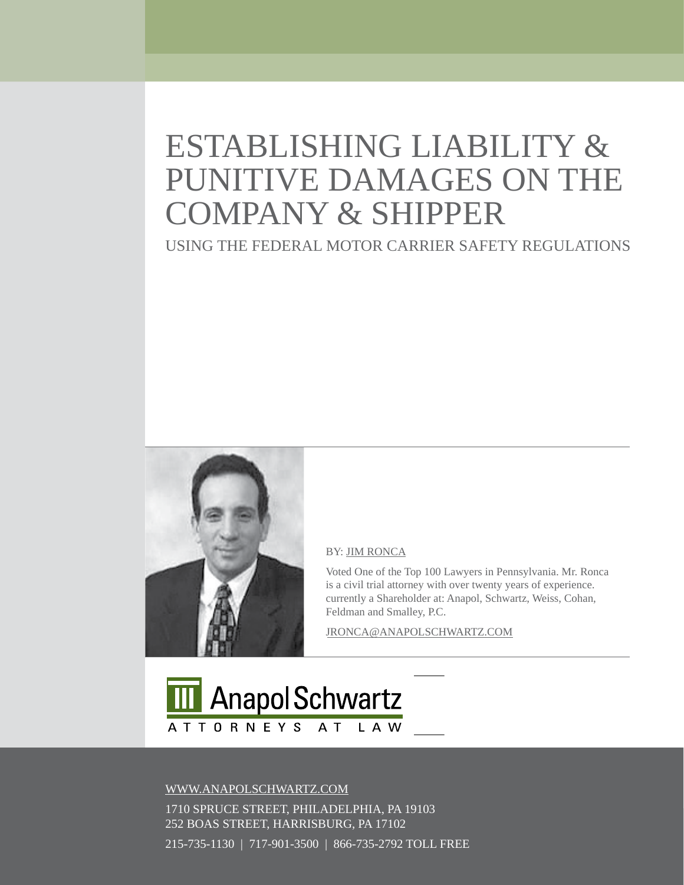# ESTABLISHING LIABILITY & PUNITIVE DAMAGES ON THE COMPANY & SHIPPER

## USING THE FEDERAL MOTOR CARRIER SAFETY REGULATIONS

BY: JIM RONCA

Voted One of the Top 100 Lawyers in Pennsylvania. Mr. Ronca is a civil trial attorney with over twenty years of experience. currently a Shareholder at: Anapol, Schwartz, Weiss, Cohan, Feldman and Smalley, P.C.

JRONCA@ANAPOLSCHWARTZ.COM

Anapol Schwartz
ATTORNEYS AT LAW

WWW.ANAPOLSCHWARTZ.COM

1710 SPRUCE STREET, PHILADELPHIA, PA 19103
252 BOAS STREET, HARRISBURG, PA 17102

215-735-1130 | 717-901-3500 | 866-735-2792 TOLL FREE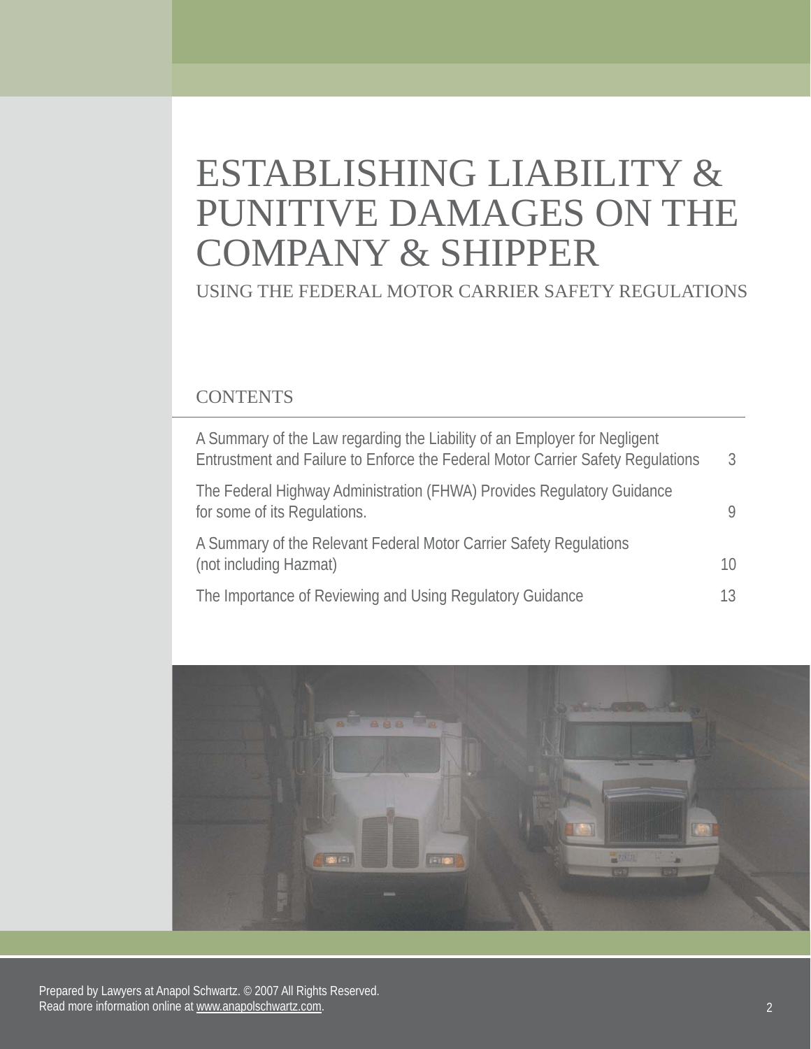# ESTABLISHING LIABILITY & PUNITIVE DAMAGES ON THE COMPANY & SHIPPER

## USING THE FEDERAL MOTOR CARRIER SAFETY REGULATIONS

### CONTENTS

| | |
|---|---|
| A Summary of the Law regarding the Liability of an Employer for Negligent Entrustment and Failure to Enforce the Federal Motor Carrier Safety Regulations | 3 |
| The Federal Highway Administration (FHWA) Provides Regulatory Guidance for some of its Regulations. | 9 |
| A Summary of the Relevant Federal Motor Carrier Safety Regulations (not including Hazmat) | 10 |
| The Importance of Reviewing and Using Regulatory Guidance | 13 |

Prepared by Lawyers at Anapol Schwartz. © 2007 All Rights Reserved.
Read more information online at www.anapolschwartz.com.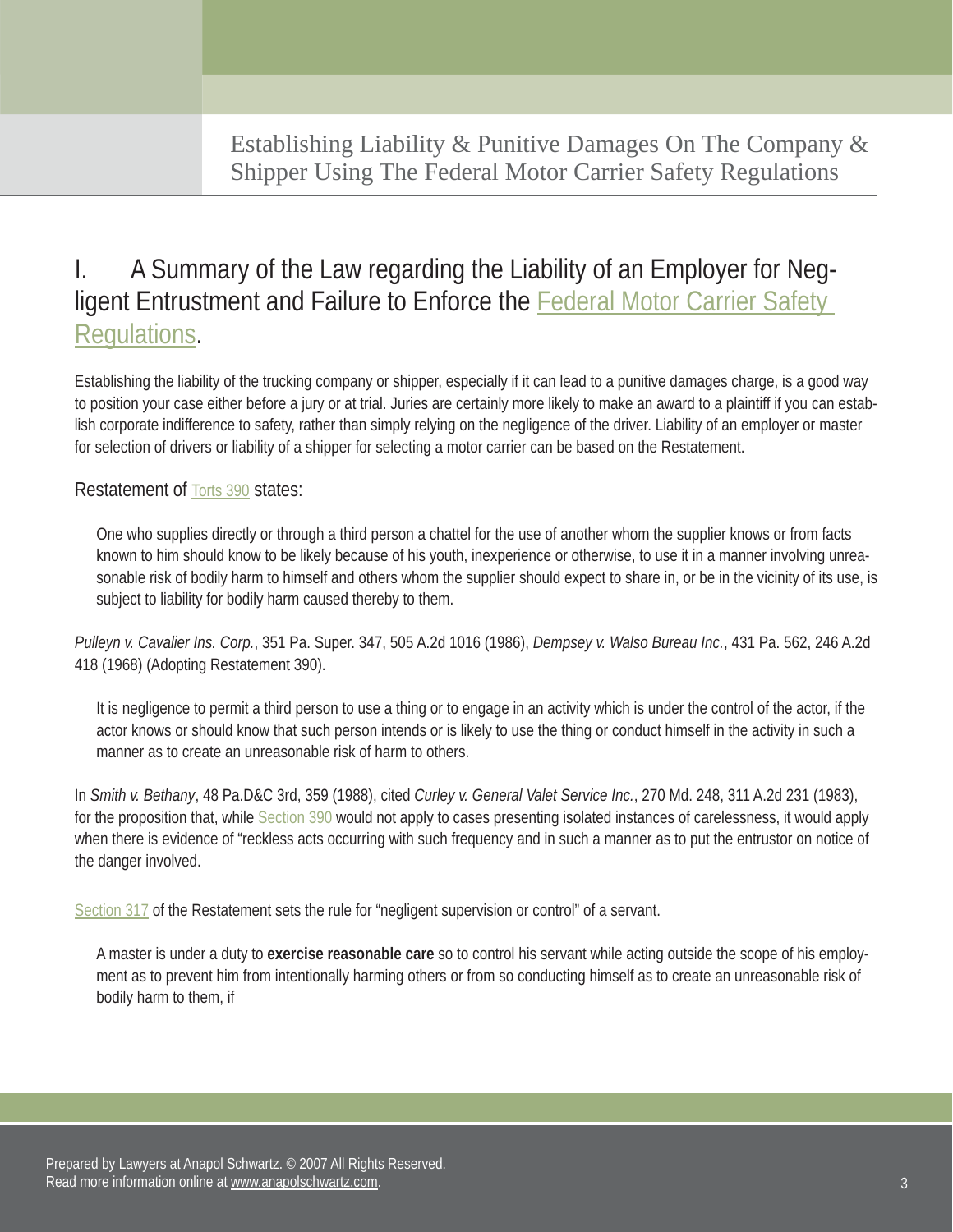## I. A Summary of the Law regarding the Liability of an Employer for Negligent Entrustment and Failure to Enforce the Federal Motor Carrier Safety Regulations.

Establishing the liability of the trucking company or shipper, especially if it can lead to a punitive damages charge, is a good way to position your case either before a jury or at trial. Juries are certainly more likely to make an award to a plaintiff if you can establish corporate indifference to safety, rather than simply relying on the negligence of the driver. Liability of an employer or master for selection of drivers or liability of a shipper for selecting a motor carrier can be based on the Restatement.

Restatement of Torts 390 states:

> One who supplies directly or through a third person a chattel for the use of another whom the supplier knows or from facts known to him should know to be likely because of his youth, inexperience or otherwise, to use it in a manner involving unreasonable risk of bodily harm to himself and others whom the supplier should expect to share in, or be in the vicinity of its use, is subject to liability for bodily harm caused thereby to them.

*Pulleyn v. Cavalier Ins. Corp.*, 351 Pa. Super. 347, 505 A.2d 1016 (1986), *Dempsey v. Walso Bureau Inc.*, 431 Pa. 562, 246 A.2d 418 (1968) (Adopting Restatement 390).

> It is negligence to permit a third person to use a thing or to engage in an activity which is under the control of the actor, if the actor knows or should know that such person intends or is likely to use the thing or conduct himself in the activity in such a manner as to create an unreasonable risk of harm to others.

In *Smith v. Bethany*, 48 Pa.D&C 3rd, 359 (1988), cited *Curley v. General Valet Service Inc.*, 270 Md. 248, 311 A.2d 231 (1983), for the proposition that, while Section 390 would not apply to cases presenting isolated instances of carelessness, it would apply when there is evidence of "reckless acts occurring with such frequency and in such a manner as to put the entrustor on notice of the danger involved.

Section 317 of the Restatement sets the rule for "negligent supervision or control" of a servant.

> A master is under a duty to **exercise reasonable care** so to control his servant while acting outside the scope of his employment as to prevent him from intentionally harming others or from so conducting himself as to create an unreasonable risk of bodily harm to them, if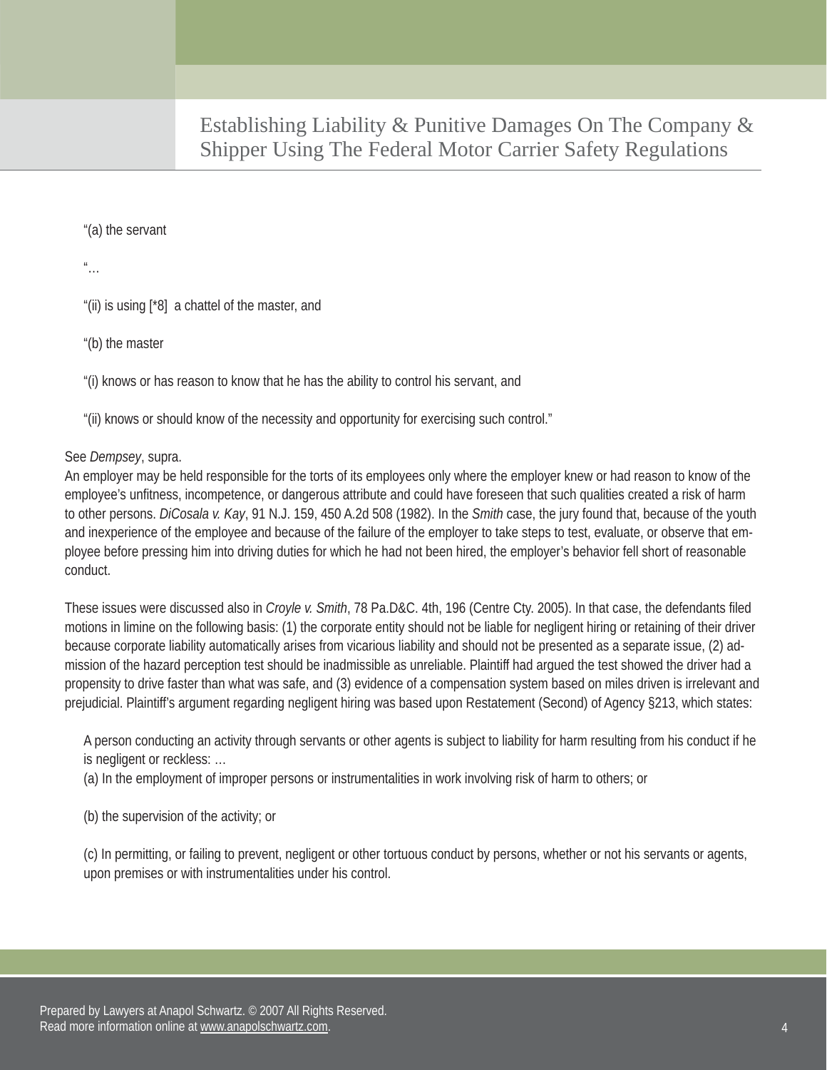"(a) the servant

"…

"(ii) is using [*8] a chattel of the master, and

"(b) the master

"(i) knows or has reason to know that he has the ability to control his servant, and

"(ii) knows or should know of the necessity and opportunity for exercising such control."

See *Dempsey*, supra.

An employer may be held responsible for the torts of its employees only where the employer knew or had reason to know of the employee's unfitness, incompetence, or dangerous attribute and could have foreseen that such qualities created a risk of harm to other persons. *DiCosala v. Kay*, 91 N.J. 159, 450 A.2d 508 (1982). In the *Smith* case, the jury found that, because of the youth and inexperience of the employee and because of the failure of the employer to take steps to test, evaluate, or observe that employee before pressing him into driving duties for which he had not been hired, the employer's behavior fell short of reasonable conduct.

These issues were discussed also in *Croyle v. Smith*, 78 Pa.D&C. 4th, 196 (Centre Cty. 2005). In that case, the defendants filed motions in limine on the following basis: (1) the corporate entity should not be liable for negligent hiring or retaining of their driver because corporate liability automatically arises from vicarious liability and should not be presented as a separate issue, (2) admission of the hazard perception test should be inadmissible as unreliable. Plaintiff had argued the test showed the driver had a propensity to drive faster than what was safe, and (3) evidence of a compensation system based on miles driven is irrelevant and prejudicial. Plaintiff's argument regarding negligent hiring was based upon Restatement (Second) of Agency §213, which states:

A person conducting an activity through servants or other agents is subject to liability for harm resulting from his conduct if he is negligent or reckless: …

(a) In the employment of improper persons or instrumentalities in work involving risk of harm to others; or

(b) the supervision of the activity; or

(c) In permitting, or failing to prevent, negligent or other tortuous conduct by persons, whether or not his servants or agents, upon premises or with instrumentalities under his control.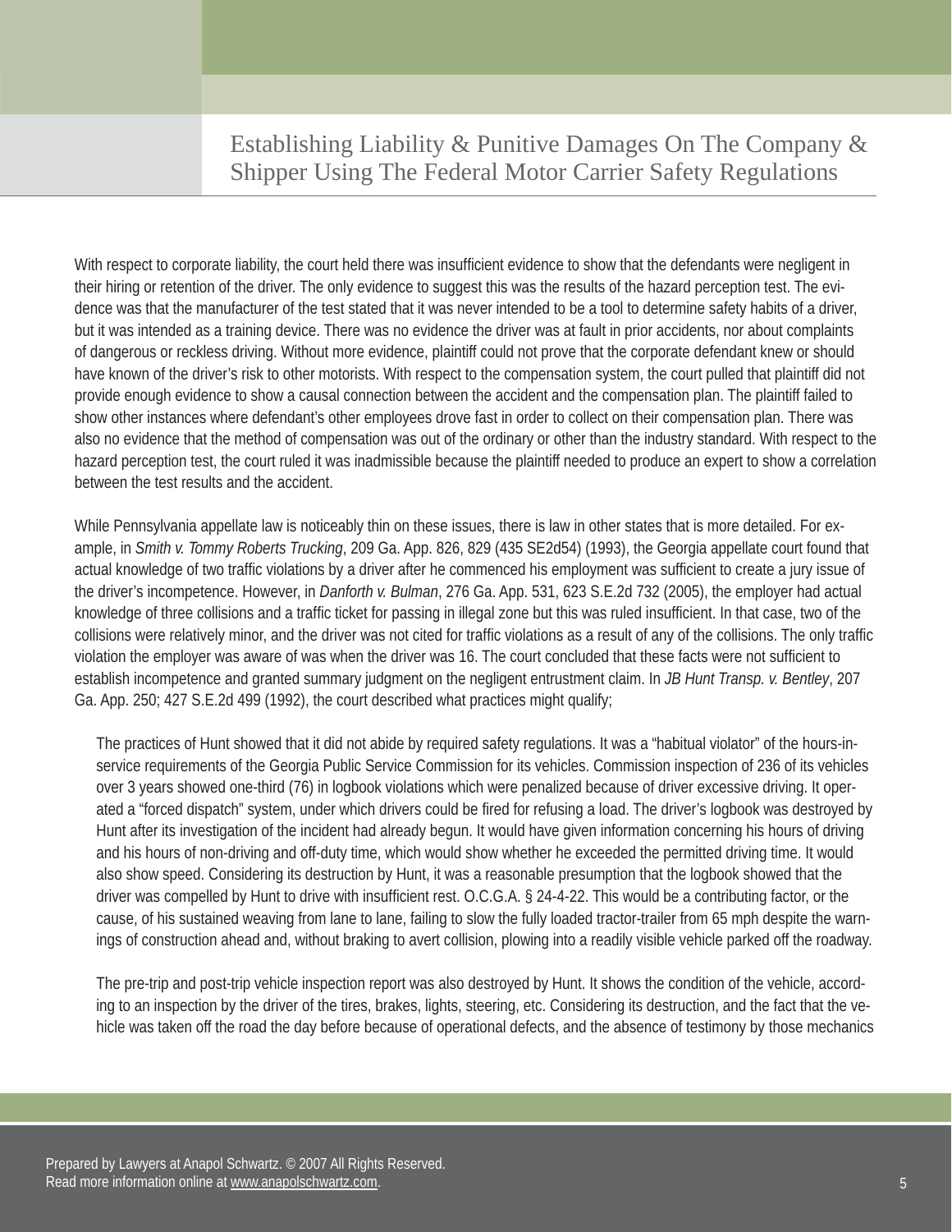With respect to corporate liability, the court held there was insufficient evidence to show that the defendants were negligent in their hiring or retention of the driver. The only evidence to suggest this was the results of the hazard perception test. The evidence was that the manufacturer of the test stated that it was never intended to be a tool to determine safety habits of a driver, but it was intended as a training device. There was no evidence the driver was at fault in prior accidents, nor about complaints of dangerous or reckless driving. Without more evidence, plaintiff could not prove that the corporate defendant knew or should have known of the driver's risk to other motorists. With respect to the compensation system, the court pulled that plaintiff did not provide enough evidence to show a causal connection between the accident and the compensation plan. The plaintiff failed to show other instances where defendant's other employees drove fast in order to collect on their compensation plan. There was also no evidence that the method of compensation was out of the ordinary or other than the industry standard. With respect to the hazard perception test, the court ruled it was inadmissible because the plaintiff needed to produce an expert to show a correlation between the test results and the accident.

While Pennsylvania appellate law is noticeably thin on these issues, there is law in other states that is more detailed. For example, in *Smith v. Tommy Roberts Trucking*, 209 Ga. App. 826, 829 (435 SE2d54) (1993), the Georgia appellate court found that actual knowledge of two traffic violations by a driver after he commenced his employment was sufficient to create a jury issue of the driver's incompetence. However, in *Danforth v. Bulman*, 276 Ga. App. 531, 623 S.E.2d 732 (2005), the employer had actual knowledge of three collisions and a traffic ticket for passing in illegal zone but this was ruled insufficient. In that case, two of the collisions were relatively minor, and the driver was not cited for traffic violations as a result of any of the collisions. The only traffic violation the employer was aware of was when the driver was 16. The court concluded that these facts were not sufficient to establish incompetence and granted summary judgment on the negligent entrustment claim. In *JB Hunt Transp. v. Bentley*, 207 Ga. App. 250; 427 S.E.2d 499 (1992), the court described what practices might qualify;

> The practices of Hunt showed that it did not abide by required safety regulations. It was a "habitual violator" of the hours-in-service requirements of the Georgia Public Service Commission for its vehicles. Commission inspection of 236 of its vehicles over 3 years showed one-third (76) in logbook violations which were penalized because of driver excessive driving. It operated a "forced dispatch" system, under which drivers could be fired for refusing a load. The driver's logbook was destroyed by Hunt after its investigation of the incident had already begun. It would have given information concerning his hours of driving and his hours of non-driving and off-duty time, which would show whether he exceeded the permitted driving time. It would also show speed. Considering its destruction by Hunt, it was a reasonable presumption that the logbook showed that the driver was compelled by Hunt to drive with insufficient rest. O.C.G.A. § 24-4-22. This would be a contributing factor, or the cause, of his sustained weaving from lane to lane, failing to slow the fully loaded tractor-trailer from 65 mph despite the warnings of construction ahead and, without braking to avert collision, plowing into a readily visible vehicle parked off the roadway.
>
> The pre-trip and post-trip vehicle inspection report was also destroyed by Hunt. It shows the condition of the vehicle, according to an inspection by the driver of the tires, brakes, lights, steering, etc. Considering its destruction, and the fact that the vehicle was taken off the road the day before because of operational defects, and the absence of testimony by those mechanics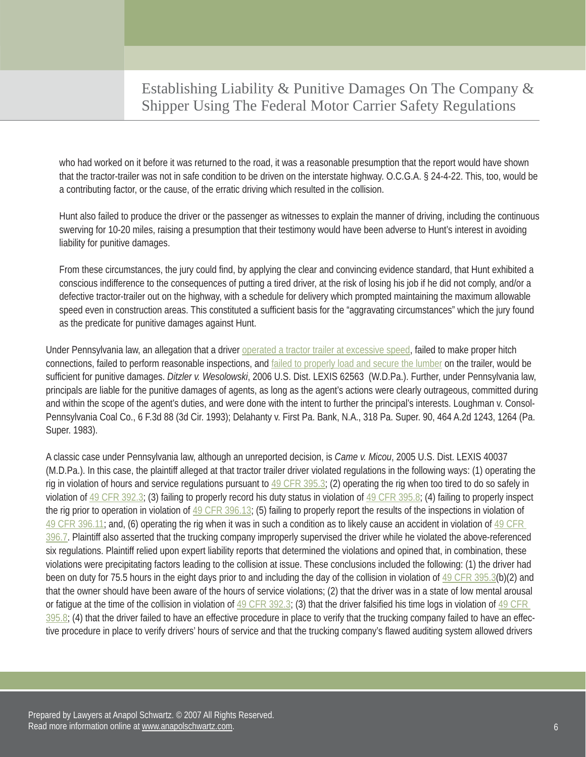who had worked on it before it was returned to the road, it was a reasonable presumption that the report would have shown that the tractor-trailer was not in safe condition to be driven on the interstate highway. O.C.G.A. § 24-4-22. This, too, would be a contributing factor, or the cause, of the erratic driving which resulted in the collision.

Hunt also failed to produce the driver or the passenger as witnesses to explain the manner of driving, including the continuous swerving for 10-20 miles, raising a presumption that their testimony would have been adverse to Hunt's interest in avoiding liability for punitive damages.

From these circumstances, the jury could find, by applying the clear and convincing evidence standard, that Hunt exhibited a conscious indifference to the consequences of putting a tired driver, at the risk of losing his job if he did not comply, and/or a defective tractor-trailer out on the highway, with a schedule for delivery which prompted maintaining the maximum allowable speed even in construction areas. This constituted a sufficient basis for the "aggravating circumstances" which the jury found as the predicate for punitive damages against Hunt.

Under Pennsylvania law, an allegation that a driver operated a tractor trailer at excessive speed, failed to make proper hitch connections, failed to perform reasonable inspections, and failed to properly load and secure the lumber on the trailer, would be sufficient for punitive damages. *Ditzler v. Wesolowski*, 2006 U.S. Dist. LEXIS 62563 (W.D.Pa.). Further, under Pennsylvania law, principals are liable for the punitive damages of agents, as long as the agent's actions were clearly outrageous, committed during and within the scope of the agent's duties, and were done with the intent to further the principal's interests. Loughman v. Consol-Pennsylvania Coal Co., 6 F.3d 88 (3d Cir. 1993); Delahanty v. First Pa. Bank, N.A., 318 Pa. Super. 90, 464 A.2d 1243, 1264 (Pa. Super. 1983).

A classic case under Pennsylvania law, although an unreported decision, is *Came v. Micou*, 2005 U.S. Dist. LEXIS 40037 (M.D.Pa.). In this case, the plaintiff alleged at that tractor trailer driver violated regulations in the following ways: (1) operating the rig in violation of hours and service regulations pursuant to 49 CFR 395.3; (2) operating the rig when too tired to do so safely in violation of 49 CFR 392.3; (3) failing to properly record his duty status in violation of 49 CFR 395.8; (4) failing to properly inspect the rig prior to operation in violation of 49 CFR 396.13; (5) failing to properly report the results of the inspections in violation of 49 CFR 396.11; and, (6) operating the rig when it was in such a condition as to likely cause an accident in violation of 49 CFR 396.7. Plaintiff also asserted that the trucking company improperly supervised the driver while he violated the above-referenced six regulations. Plaintiff relied upon expert liability reports that determined the violations and opined that, in combination, these violations were precipitating factors leading to the collision at issue. These conclusions included the following: (1) the driver had been on duty for 75.5 hours in the eight days prior to and including the day of the collision in violation of 49 CFR 395.3(b)(2) and that the owner should have been aware of the hours of service violations; (2) that the driver was in a state of low mental arousal or fatigue at the time of the collision in violation of 49 CFR 392.3; (3) that the driver falsified his time logs in violation of 49 CFR 395.8; (4) that the driver failed to have an effective procedure in place to verify that the trucking company failed to have an effective procedure in place to verify drivers' hours of service and that the trucking company's flawed auditing system allowed drivers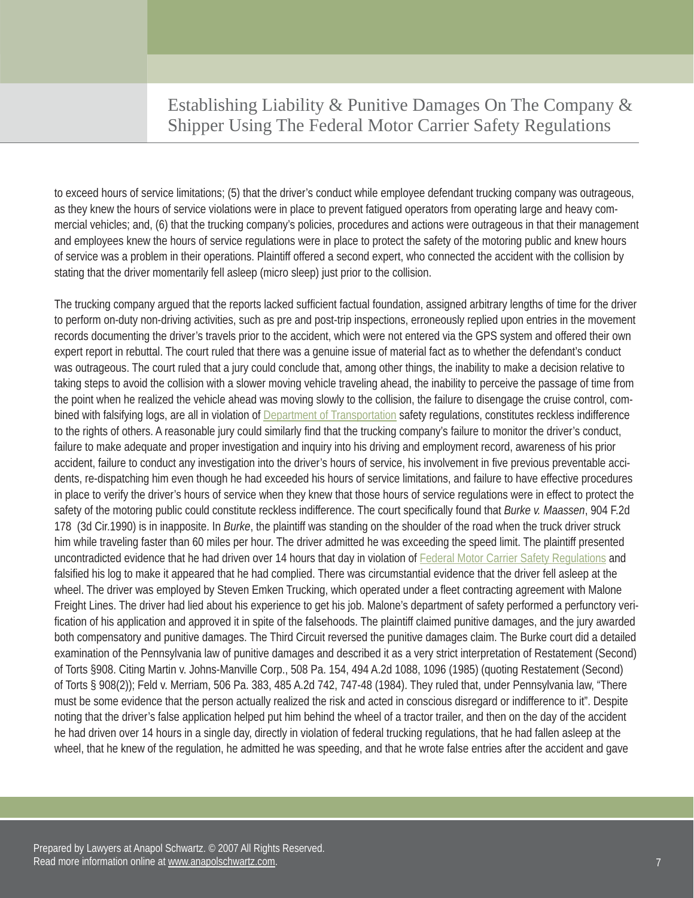to exceed hours of service limitations; (5) that the driver's conduct while employee defendant trucking company was outrageous, as they knew the hours of service violations were in place to prevent fatigued operators from operating large and heavy commercial vehicles; and, (6) that the trucking company's policies, procedures and actions were outrageous in that their management and employees knew the hours of service regulations were in place to protect the safety of the motoring public and knew hours of service was a problem in their operations. Plaintiff offered a second expert, who connected the accident with the collision by stating that the driver momentarily fell asleep (micro sleep) just prior to the collision.

The trucking company argued that the reports lacked sufficient factual foundation, assigned arbitrary lengths of time for the driver to perform on-duty non-driving activities, such as pre and post-trip inspections, erroneously replied upon entries in the movement records documenting the driver's travels prior to the accident, which were not entered via the GPS system and offered their own expert report in rebuttal. The court ruled that there was a genuine issue of material fact as to whether the defendant's conduct was outrageous. The court ruled that a jury could conclude that, among other things, the inability to make a decision relative to taking steps to avoid the collision with a slower moving vehicle traveling ahead, the inability to perceive the passage of time from the point when he realized the vehicle ahead was moving slowly to the collision, the failure to disengage the cruise control, combined with falsifying logs, are all in violation of Department of Transportation safety regulations, constitutes reckless indifference to the rights of others. A reasonable jury could similarly find that the trucking company's failure to monitor the driver's conduct, failure to make adequate and proper investigation and inquiry into his driving and employment record, awareness of his prior accident, failure to conduct any investigation into the driver's hours of service, his involvement in five previous preventable accidents, re-dispatching him even though he had exceeded his hours of service limitations, and failure to have effective procedures in place to verify the driver's hours of service when they knew that those hours of service regulations were in effect to protect the safety of the motoring public could constitute reckless indifference. The court specifically found that *Burke v. Maassen*, 904 F.2d 178 (3d Cir.1990) is in inapposite. In *Burke*, the plaintiff was standing on the shoulder of the road when the truck driver struck him while traveling faster than 60 miles per hour. The driver admitted he was exceeding the speed limit. The plaintiff presented uncontradicted evidence that he had driven over 14 hours that day in violation of Federal Motor Carrier Safety Regulations and falsified his log to make it appeared that he had complied. There was circumstantial evidence that the driver fell asleep at the wheel. The driver was employed by Steven Emken Trucking, which operated under a fleet contracting agreement with Malone Freight Lines. The driver had lied about his experience to get his job. Malone's department of safety performed a perfunctory verification of his application and approved it in spite of the falsehoods. The plaintiff claimed punitive damages, and the jury awarded both compensatory and punitive damages. The Third Circuit reversed the punitive damages claim. The Burke court did a detailed examination of the Pennsylvania law of punitive damages and described it as a very strict interpretation of Restatement (Second) of Torts §908. Citing Martin v. Johns-Manville Corp., 508 Pa. 154, 494 A.2d 1088, 1096 (1985) (quoting Restatement (Second) of Torts § 908(2)); Feld v. Merriam, 506 Pa. 383, 485 A.2d 742, 747-48 (1984). They ruled that, under Pennsylvania law, "There must be some evidence that the person actually realized the risk and acted in conscious disregard or indifference to it". Despite noting that the driver's false application helped put him behind the wheel of a tractor trailer, and then on the day of the accident he had driven over 14 hours in a single day, directly in violation of federal trucking regulations, that he had fallen asleep at the wheel, that he knew of the regulation, he admitted he was speeding, and that he wrote false entries after the accident and gave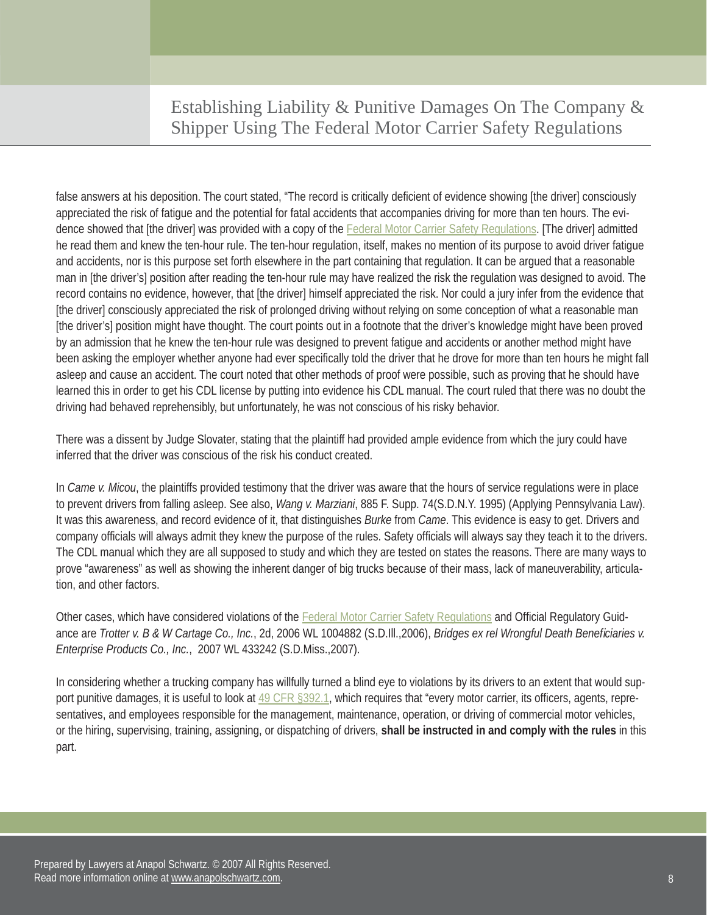false answers at his deposition. The court stated, "The record is critically deficient of evidence showing [the driver] consciously appreciated the risk of fatigue and the potential for fatal accidents that accompanies driving for more than ten hours. The evidence showed that [the driver] was provided with a copy of the Federal Motor Carrier Safety Regulations. [The driver] admitted he read them and knew the ten-hour rule. The ten-hour regulation, itself, makes no mention of its purpose to avoid driver fatigue and accidents, nor is this purpose set forth elsewhere in the part containing that regulation. It can be argued that a reasonable man in [the driver's] position after reading the ten-hour rule may have realized the risk the regulation was designed to avoid. The record contains no evidence, however, that [the driver] himself appreciated the risk. Nor could a jury infer from the evidence that [the driver] consciously appreciated the risk of prolonged driving without relying on some conception of what a reasonable man [the driver's] position might have thought. The court points out in a footnote that the driver's knowledge might have been proved by an admission that he knew the ten-hour rule was designed to prevent fatigue and accidents or another method might have been asking the employer whether anyone had ever specifically told the driver that he drove for more than ten hours he might fall asleep and cause an accident. The court noted that other methods of proof were possible, such as proving that he should have learned this in order to get his CDL license by putting into evidence his CDL manual. The court ruled that there was no doubt the driving had behaved reprehensibly, but unfortunately, he was not conscious of his risky behavior.

There was a dissent by Judge Slovater, stating that the plaintiff had provided ample evidence from which the jury could have inferred that the driver was conscious of the risk his conduct created.

In *Came v. Micou*, the plaintiffs provided testimony that the driver was aware that the hours of service regulations were in place to prevent drivers from falling asleep. See also, *Wang v. Marziani*, 885 F. Supp. 74(S.D.N.Y. 1995) (Applying Pennsylvania Law). It was this awareness, and record evidence of it, that distinguishes *Burke* from *Came*. This evidence is easy to get. Drivers and company officials will always admit they knew the purpose of the rules. Safety officials will always say they teach it to the drivers. The CDL manual which they are all supposed to study and which they are tested on states the reasons. There are many ways to prove "awareness" as well as showing the inherent danger of big trucks because of their mass, lack of maneuverability, articulation, and other factors.

Other cases, which have considered violations of the Federal Motor Carrier Safety Regulations and Official Regulatory Guidance are *Trotter v. B & W Cartage Co., Inc.*, 2d, 2006 WL 1004882 (S.D.Ill.,2006), *Bridges ex rel Wrongful Death Beneficiaries v. Enterprise Products Co., Inc.*, 2007 WL 433242 (S.D.Miss.,2007).

In considering whether a trucking company has willfully turned a blind eye to violations by its drivers to an extent that would support punitive damages, it is useful to look at 49 CFR §392.1, which requires that "every motor carrier, its officers, agents, representatives, and employees responsible for the management, maintenance, operation, or driving of commercial motor vehicles, or the hiring, supervising, training, assigning, or dispatching of drivers, **shall be instructed in and comply with the rules** in this part.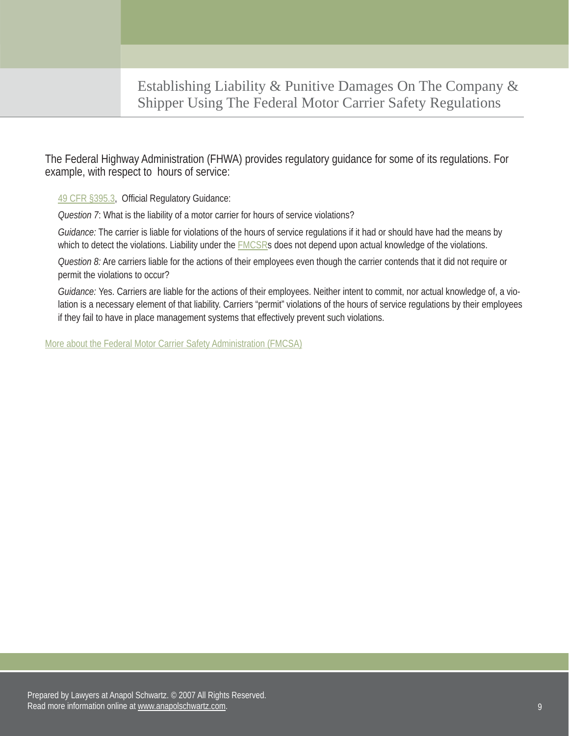The Federal Highway Administration (FHWA) provides regulatory guidance for some of its regulations. For example, with respect to hours of service:

> 49 CFR §395.3, Official Regulatory Guidance:
>
> *Question 7*: What is the liability of a motor carrier for hours of service violations?
>
> *Guidance:* The carrier is liable for violations of the hours of service regulations if it had or should have had the means by which to detect the violations. Liability under the FMCSRs does not depend upon actual knowledge of the violations.
>
> *Question 8:* Are carriers liable for the actions of their employees even though the carrier contends that it did not require or permit the violations to occur?
>
> *Guidance:* Yes. Carriers are liable for the actions of their employees. Neither intent to commit, nor actual knowledge of, a violation is a necessary element of that liability. Carriers "permit" violations of the hours of service regulations by their employees if they fail to have in place management systems that effectively prevent such violations.

More about the Federal Motor Carrier Safety Administration (FMCSA)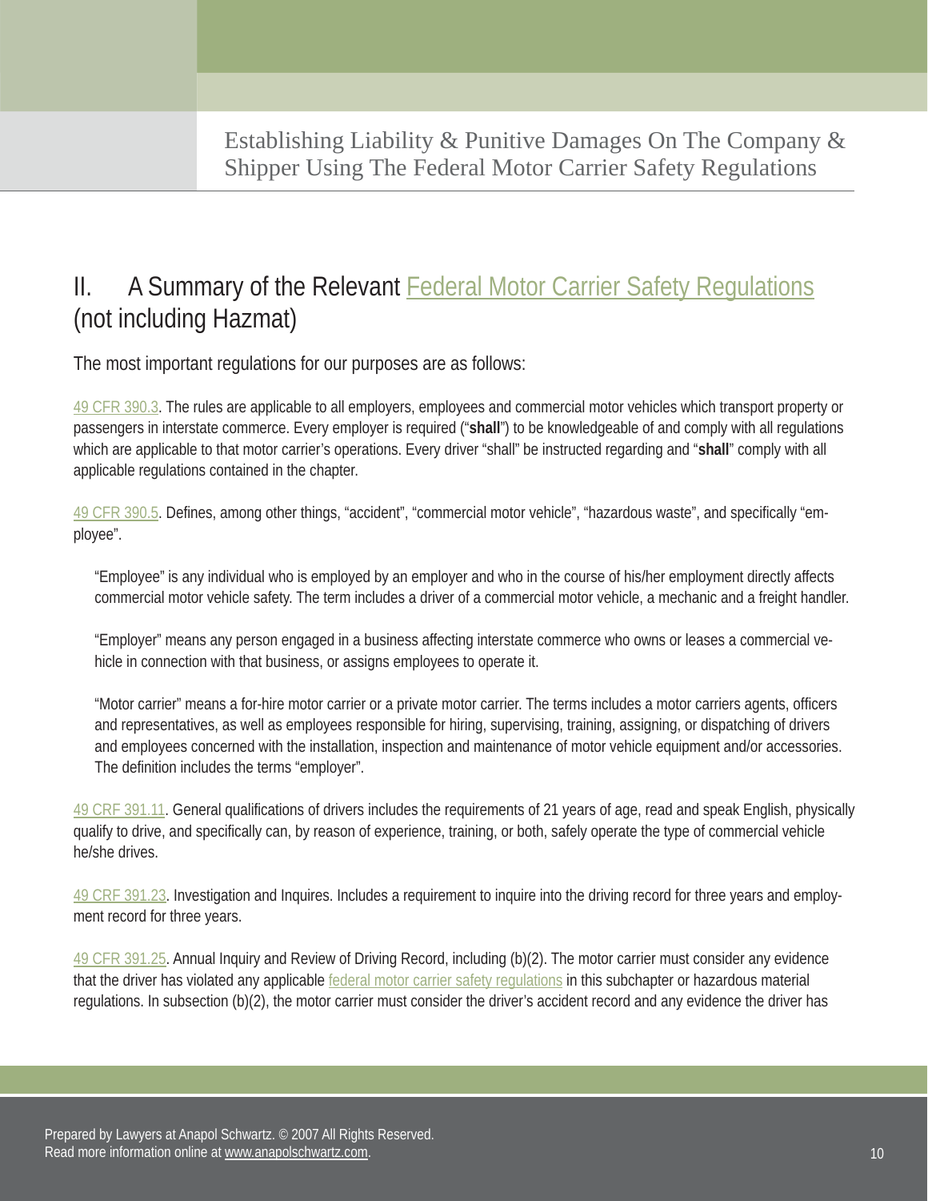## II. A Summary of the Relevant Federal Motor Carrier Safety Regulations (not including Hazmat)

The most important regulations for our purposes are as follows:

49 CFR 390.3. The rules are applicable to all employers, employees and commercial motor vehicles which transport property or passengers in interstate commerce. Every employer is required ("**shall**") to be knowledgeable of and comply with all regulations which are applicable to that motor carrier's operations. Every driver "shall" be instructed regarding and "**shall**" comply with all applicable regulations contained in the chapter.

49 CFR 390.5. Defines, among other things, "accident", "commercial motor vehicle", "hazardous waste", and specifically "employee".

> "Employee" is any individual who is employed by an employer and who in the course of his/her employment directly affects commercial motor vehicle safety. The term includes a driver of a commercial motor vehicle, a mechanic and a freight handler.
>
> "Employer" means any person engaged in a business affecting interstate commerce who owns or leases a commercial vehicle in connection with that business, or assigns employees to operate it.
>
> "Motor carrier" means a for-hire motor carrier or a private motor carrier. The terms includes a motor carriers agents, officers and representatives, as well as employees responsible for hiring, supervising, training, assigning, or dispatching of drivers and employees concerned with the installation, inspection and maintenance of motor vehicle equipment and/or accessories. The definition includes the terms "employer".

49 CRF 391.11. General qualifications of drivers includes the requirements of 21 years of age, read and speak English, physically qualify to drive, and specifically can, by reason of experience, training, or both, safely operate the type of commercial vehicle he/she drives.

49 CRF 391.23. Investigation and Inquires. Includes a requirement to inquire into the driving record for three years and employment record for three years.

49 CFR 391.25. Annual Inquiry and Review of Driving Record, including (b)(2). The motor carrier must consider any evidence that the driver has violated any applicable federal motor carrier safety regulations in this subchapter or hazardous material regulations. In subsection (b)(2), the motor carrier must consider the driver's accident record and any evidence the driver has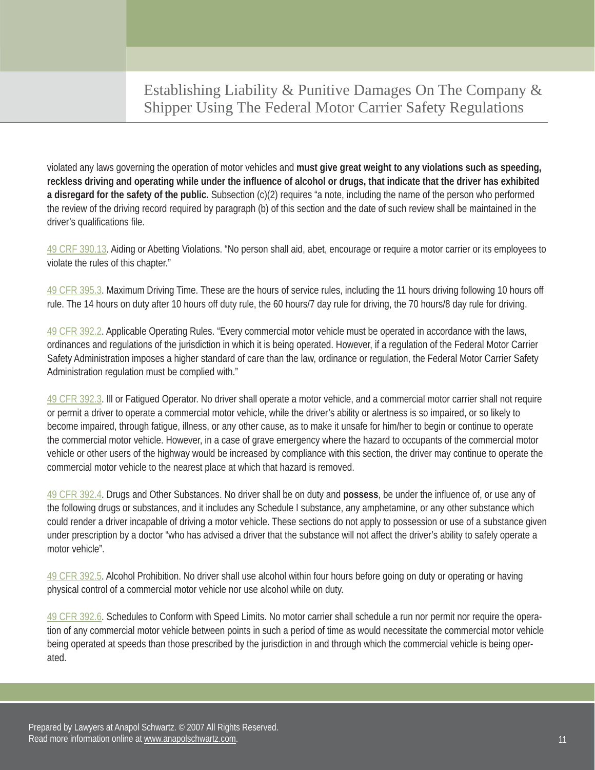violated any laws governing the operation of motor vehicles and **must give great weight to any violations such as speeding, reckless driving and operating while under the influence of alcohol or drugs, that indicate that the driver has exhibited a disregard for the safety of the public.** Subsection (c)(2) requires "a note, including the name of the person who performed the review of the driving record required by paragraph (b) of this section and the date of such review shall be maintained in the driver's qualifications file.

49 CRF 390.13. Aiding or Abetting Violations. "No person shall aid, abet, encourage or require a motor carrier or its employees to violate the rules of this chapter."

49 CFR 395.3. Maximum Driving Time. These are the hours of service rules, including the 11 hours driving following 10 hours off rule. The 14 hours on duty after 10 hours off duty rule, the 60 hours/7 day rule for driving, the 70 hours/8 day rule for driving.

49 CFR 392.2. Applicable Operating Rules. "Every commercial motor vehicle must be operated in accordance with the laws, ordinances and regulations of the jurisdiction in which it is being operated. However, if a regulation of the Federal Motor Carrier Safety Administration imposes a higher standard of care than the law, ordinance or regulation, the Federal Motor Carrier Safety Administration regulation must be complied with."

49 CFR 392.3. Ill or Fatigued Operator. No driver shall operate a motor vehicle, and a commercial motor carrier shall not require or permit a driver to operate a commercial motor vehicle, while the driver's ability or alertness is so impaired, or so likely to become impaired, through fatigue, illness, or any other cause, as to make it unsafe for him/her to begin or continue to operate the commercial motor vehicle. However, in a case of grave emergency where the hazard to occupants of the commercial motor vehicle or other users of the highway would be increased by compliance with this section, the driver may continue to operate the commercial motor vehicle to the nearest place at which that hazard is removed.

49 CFR 392.4. Drugs and Other Substances. No driver shall be on duty and **possess**, be under the influence of, or use any of the following drugs or substances, and it includes any Schedule I substance, any amphetamine, or any other substance which could render a driver incapable of driving a motor vehicle. These sections do not apply to possession or use of a substance given under prescription by a doctor "who has advised a driver that the substance will not affect the driver's ability to safely operate a motor vehicle".

49 CFR 392.5. Alcohol Prohibition. No driver shall use alcohol within four hours before going on duty or operating or having physical control of a commercial motor vehicle nor use alcohol while on duty.

49 CFR 392.6. Schedules to Conform with Speed Limits. No motor carrier shall schedule a run nor permit nor require the operation of any commercial motor vehicle between points in such a period of time as would necessitate the commercial motor vehicle being operated at speeds than those prescribed by the jurisdiction in and through which the commercial vehicle is being operated.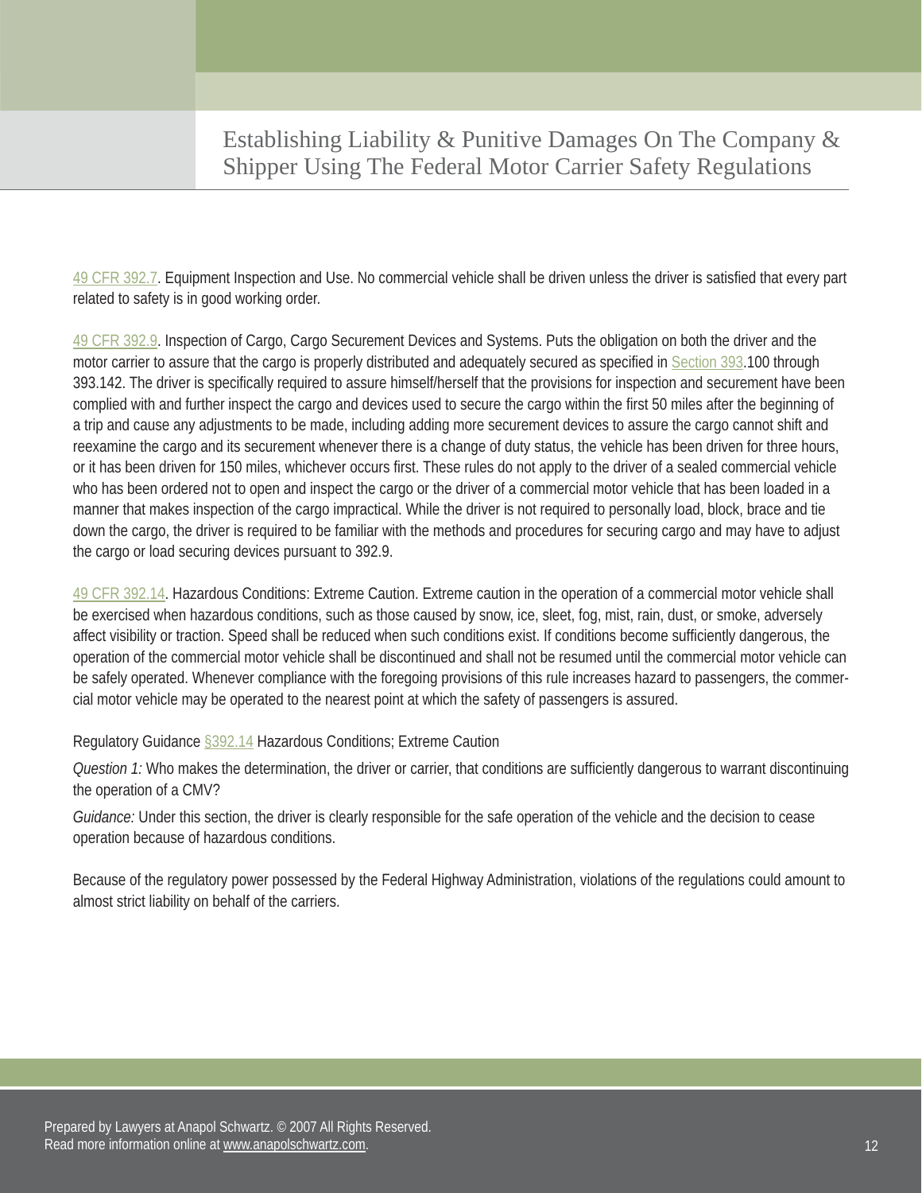49 CFR 392.7. Equipment Inspection and Use. No commercial vehicle shall be driven unless the driver is satisfied that every part related to safety is in good working order.

49 CFR 392.9. Inspection of Cargo, Cargo Securement Devices and Systems. Puts the obligation on both the driver and the motor carrier to assure that the cargo is properly distributed and adequately secured as specified in Section 393.100 through 393.142. The driver is specifically required to assure himself/herself that the provisions for inspection and securement have been complied with and further inspect the cargo and devices used to secure the cargo within the first 50 miles after the beginning of a trip and cause any adjustments to be made, including adding more securement devices to assure the cargo cannot shift and reexamine the cargo and its securement whenever there is a change of duty status, the vehicle has been driven for three hours, or it has been driven for 150 miles, whichever occurs first. These rules do not apply to the driver of a sealed commercial vehicle who has been ordered not to open and inspect the cargo or the driver of a commercial motor vehicle that has been loaded in a manner that makes inspection of the cargo impractical. While the driver is not required to personally load, block, brace and tie down the cargo, the driver is required to be familiar with the methods and procedures for securing cargo and may have to adjust the cargo or load securing devices pursuant to 392.9.

49 CFR 392.14. Hazardous Conditions: Extreme Caution. Extreme caution in the operation of a commercial motor vehicle shall be exercised when hazardous conditions, such as those caused by snow, ice, sleet, fog, mist, rain, dust, or smoke, adversely affect visibility or traction. Speed shall be reduced when such conditions exist. If conditions become sufficiently dangerous, the operation of the commercial motor vehicle shall be discontinued and shall not be resumed until the commercial motor vehicle can be safely operated. Whenever compliance with the foregoing provisions of this rule increases hazard to passengers, the commercial motor vehicle may be operated to the nearest point at which the safety of passengers is assured.

Regulatory Guidance §392.14 Hazardous Conditions; Extreme Caution

*Question 1:* Who makes the determination, the driver or carrier, that conditions are sufficiently dangerous to warrant discontinuing the operation of a CMV?

*Guidance:* Under this section, the driver is clearly responsible for the safe operation of the vehicle and the decision to cease operation because of hazardous conditions.

Because of the regulatory power possessed by the Federal Highway Administration, violations of the regulations could amount to almost strict liability on behalf of the carriers.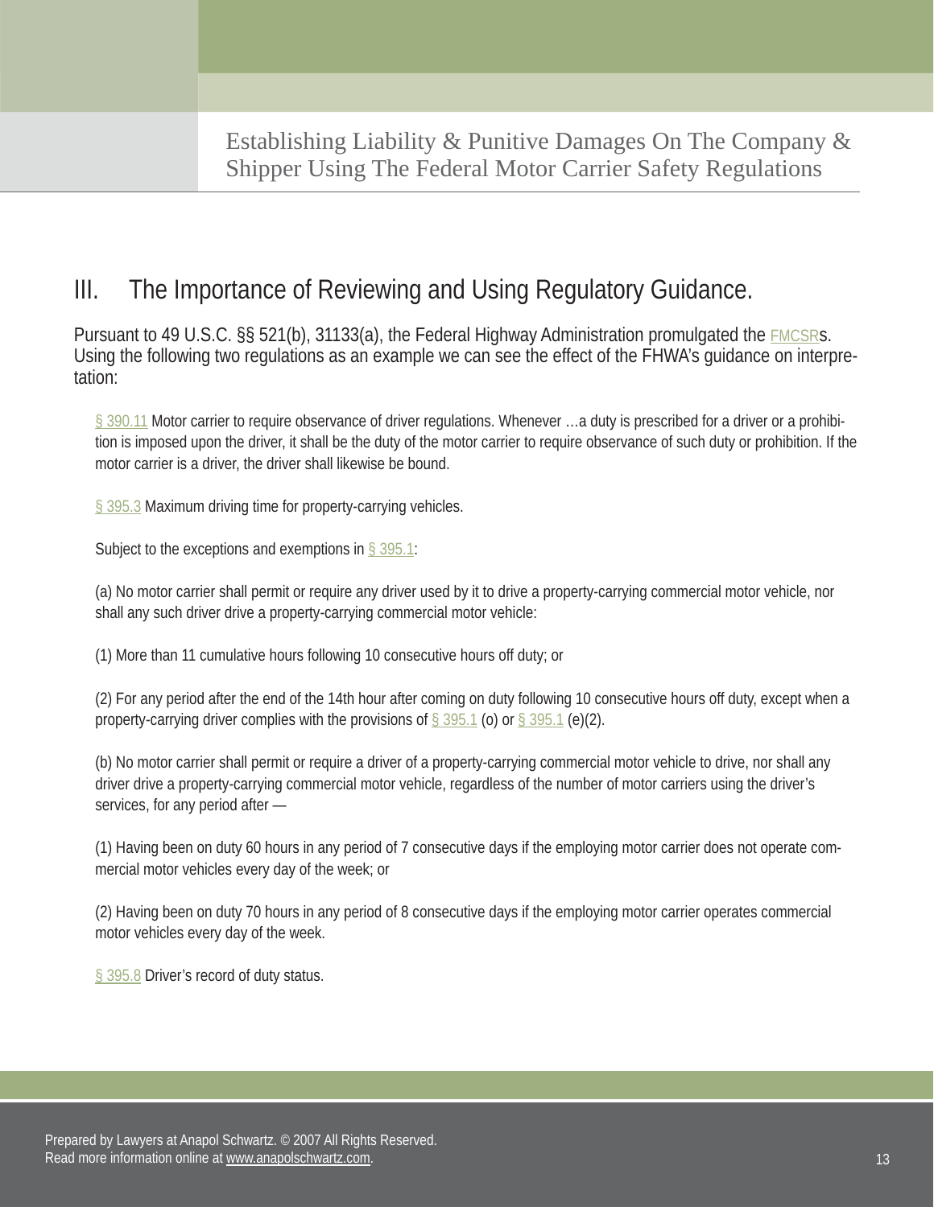## III. The Importance of Reviewing and Using Regulatory Guidance.

Pursuant to 49 U.S.C. §§ 521(b), 31133(a), the Federal Highway Administration promulgated the FMCSRs. Using the following two regulations as an example we can see the effect of the FHWA's guidance on interpretation:

§ 390.11 Motor carrier to require observance of driver regulations. Whenever …a duty is prescribed for a driver or a prohibition is imposed upon the driver, it shall be the duty of the motor carrier to require observance of such duty or prohibition. If the motor carrier is a driver, the driver shall likewise be bound.

§ 395.3 Maximum driving time for property-carrying vehicles.

Subject to the exceptions and exemptions in § 395.1:

(a) No motor carrier shall permit or require any driver used by it to drive a property-carrying commercial motor vehicle, nor shall any such driver drive a property-carrying commercial motor vehicle:

(1) More than 11 cumulative hours following 10 consecutive hours off duty; or

(2) For any period after the end of the 14th hour after coming on duty following 10 consecutive hours off duty, except when a property-carrying driver complies with the provisions of § 395.1 (o) or § 395.1 (e)(2).

(b) No motor carrier shall permit or require a driver of a property-carrying commercial motor vehicle to drive, nor shall any driver drive a property-carrying commercial motor vehicle, regardless of the number of motor carriers using the driver's services, for any period after —

(1) Having been on duty 60 hours in any period of 7 consecutive days if the employing motor carrier does not operate commercial motor vehicles every day of the week; or

(2) Having been on duty 70 hours in any period of 8 consecutive days if the employing motor carrier operates commercial motor vehicles every day of the week.

§ 395.8 Driver's record of duty status.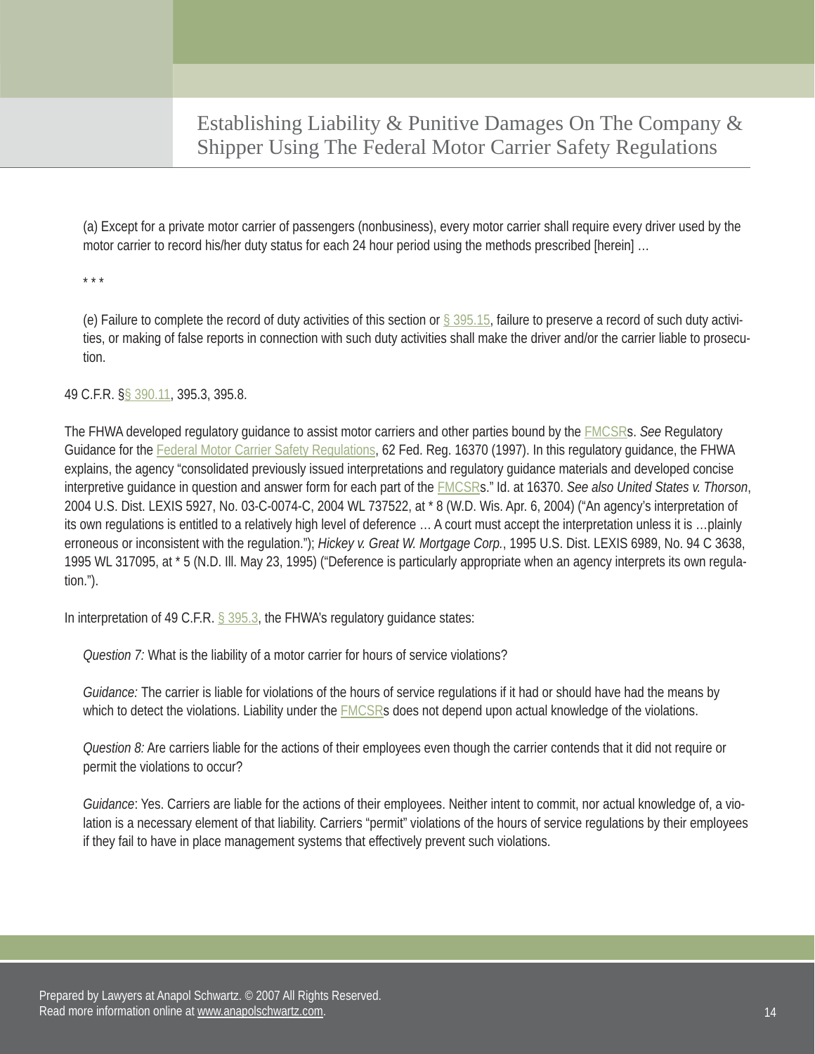(a) Except for a private motor carrier of passengers (nonbusiness), every motor carrier shall require every driver used by the motor carrier to record his/her duty status for each 24 hour period using the methods prescribed [herein] …

* * *

(e) Failure to complete the record of duty activities of this section or § 395.15, failure to preserve a record of such duty activities, or making of false reports in connection with such duty activities shall make the driver and/or the carrier liable to prosecution.

49 C.F.R. §§ 390.11, 395.3, 395.8.

The FHWA developed regulatory guidance to assist motor carriers and other parties bound by the FMCSRs. *See* Regulatory Guidance for the Federal Motor Carrier Safety Regulations, 62 Fed. Reg. 16370 (1997). In this regulatory guidance, the FHWA explains, the agency "consolidated previously issued interpretations and regulatory guidance materials and developed concise interpretive guidance in question and answer form for each part of the FMCSRs." Id. at 16370. *See also United States v. Thorson*, 2004 U.S. Dist. LEXIS 5927, No. 03-C-0074-C, 2004 WL 737522, at * 8 (W.D. Wis. Apr. 6, 2004) ("An agency's interpretation of its own regulations is entitled to a relatively high level of deference … A court must accept the interpretation unless it is …plainly erroneous or inconsistent with the regulation."); *Hickey v. Great W. Mortgage Corp.*, 1995 U.S. Dist. LEXIS 6989, No. 94 C 3638, 1995 WL 317095, at * 5 (N.D. Ill. May 23, 1995) ("Deference is particularly appropriate when an agency interprets its own regulation.").

In interpretation of 49 C.F.R. § 395.3, the FHWA's regulatory guidance states:

*Question 7:* What is the liability of a motor carrier for hours of service violations?

*Guidance:* The carrier is liable for violations of the hours of service regulations if it had or should have had the means by which to detect the violations. Liability under the FMCSRs does not depend upon actual knowledge of the violations.

*Question 8:* Are carriers liable for the actions of their employees even though the carrier contends that it did not require or permit the violations to occur?

*Guidance*: Yes. Carriers are liable for the actions of their employees. Neither intent to commit, nor actual knowledge of, a violation is a necessary element of that liability. Carriers "permit" violations of the hours of service regulations by their employees if they fail to have in place management systems that effectively prevent such violations.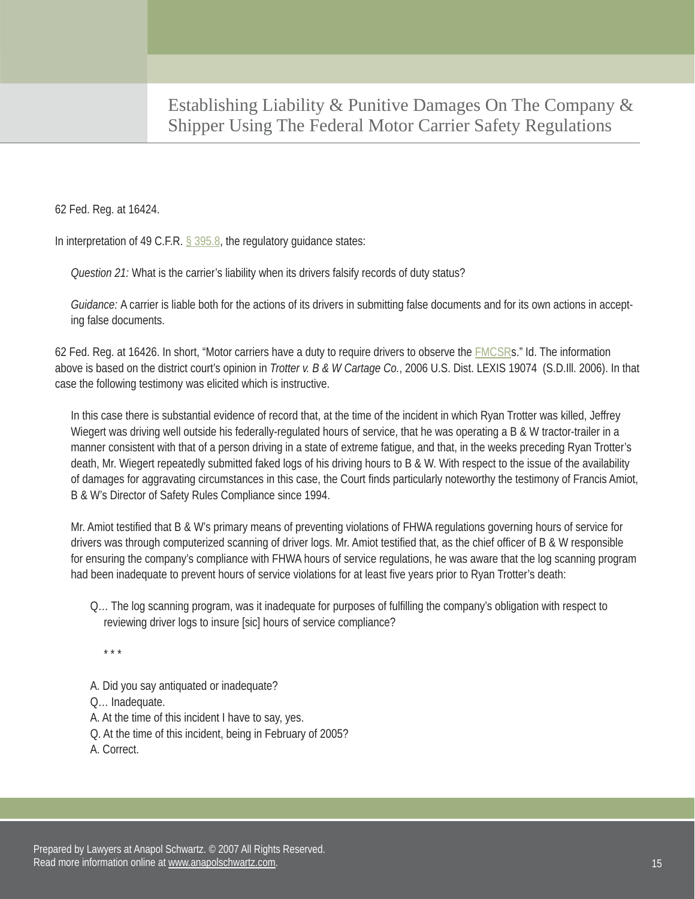62 Fed. Reg. at 16424.

In interpretation of 49 C.F.R. § 395.8, the regulatory guidance states:

> *Question 21:* What is the carrier's liability when its drivers falsify records of duty status?
>
> *Guidance:* A carrier is liable both for the actions of its drivers in submitting false documents and for its own actions in accepting false documents.

62 Fed. Reg. at 16426. In short, "Motor carriers have a duty to require drivers to observe the FMCSRs." Id. The information above is based on the district court's opinion in *Trotter v. B & W Cartage Co.*, 2006 U.S. Dist. LEXIS 19074 (S.D.Ill. 2006). In that case the following testimony was elicited which is instructive.

> In this case there is substantial evidence of record that, at the time of the incident in which Ryan Trotter was killed, Jeffrey Wiegert was driving well outside his federally-regulated hours of service, that he was operating a B & W tractor-trailer in a manner consistent with that of a person driving in a state of extreme fatigue, and that, in the weeks preceding Ryan Trotter's death, Mr. Wiegert repeatedly submitted faked logs of his driving hours to B & W. With respect to the issue of the availability of damages for aggravating circumstances in this case, the Court finds particularly noteworthy the testimony of Francis Amiot, B & W's Director of Safety Rules Compliance since 1994.
>
> Mr. Amiot testified that B & W's primary means of preventing violations of FHWA regulations governing hours of service for drivers was through computerized scanning of driver logs. Mr. Amiot testified that, as the chief officer of B & W responsible for ensuring the company's compliance with FHWA hours of service regulations, he was aware that the log scanning program had been inadequate to prevent hours of service violations for at least five years prior to Ryan Trotter's death:
>
>> Q… The log scanning program, was it inadequate for purposes of fulfilling the company's obligation with respect to reviewing driver logs to insure [sic] hours of service compliance?
>>
>> * * *
>>
>> A. Did you say antiquated or inadequate?
>> Q… Inadequate.
>> A. At the time of this incident I have to say, yes.
>> Q. At the time of this incident, being in February of 2005?
>> A. Correct.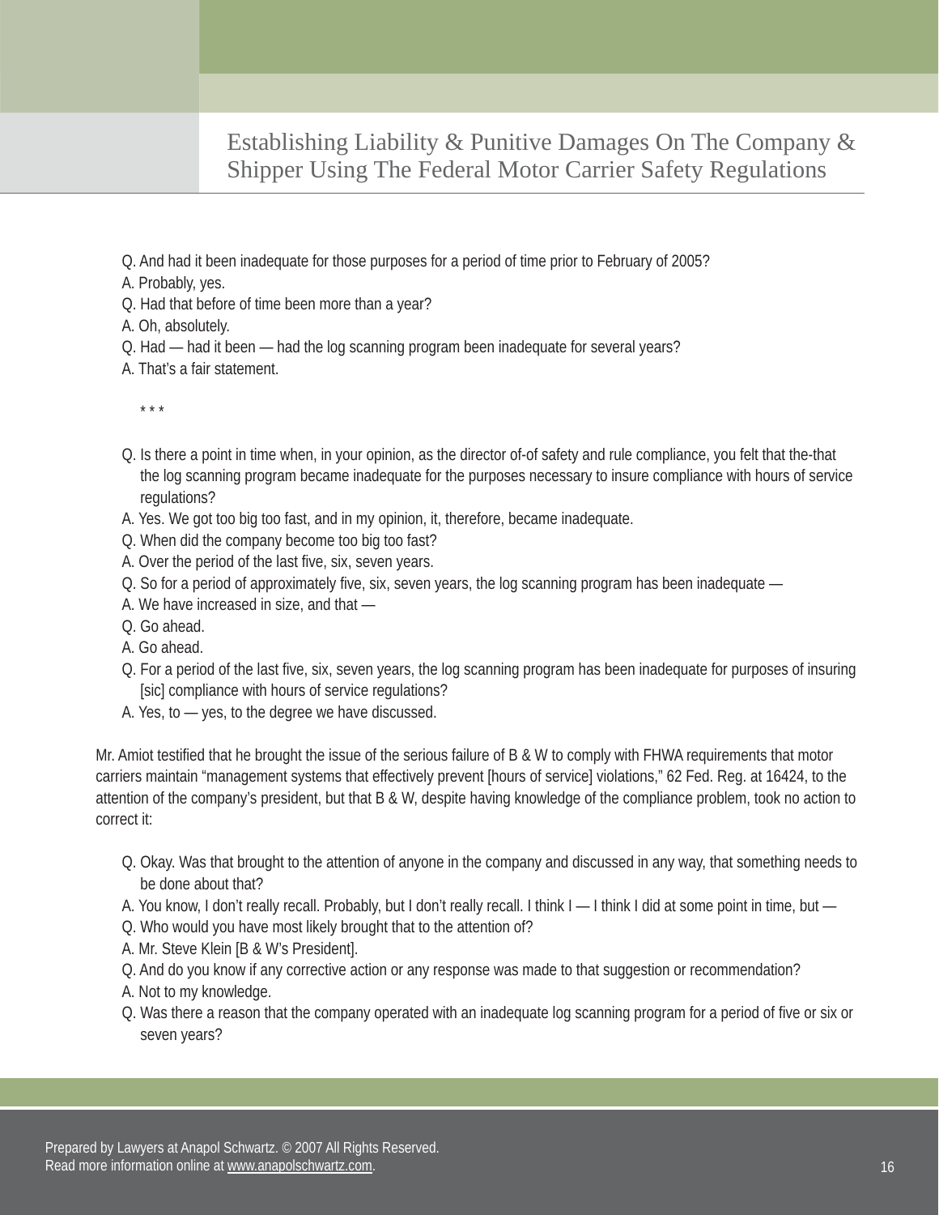Q. And had it been inadequate for those purposes for a period of time prior to February of 2005?
A. Probably, yes.
Q. Had that before of time been more than a year?
A. Oh, absolutely.
Q. Had — had it been — had the log scanning program been inadequate for several years?
A. That's a fair statement.

\* \* \*

Q. Is there a point in time when, in your opinion, as the director of-of safety and rule compliance, you felt that the-that the log scanning program became inadequate for the purposes necessary to insure compliance with hours of service regulations?
A. Yes. We got too big too fast, and in my opinion, it, therefore, became inadequate.
Q. When did the company become too big too fast?
A. Over the period of the last five, six, seven years.
Q. So for a period of approximately five, six, seven years, the log scanning program has been inadequate —
A. We have increased in size, and that —
Q. Go ahead.
A. Go ahead.
Q. For a period of the last five, six, seven years, the log scanning program has been inadequate for purposes of insuring [sic] compliance with hours of service regulations?
A. Yes, to — yes, to the degree we have discussed.

Mr. Amiot testified that he brought the issue of the serious failure of B & W to comply with FHWA requirements that motor carriers maintain "management systems that effectively prevent [hours of service] violations," 62 Fed. Reg. at 16424, to the attention of the company's president, but that B & W, despite having knowledge of the compliance problem, took no action to correct it:

Q. Okay. Was that brought to the attention of anyone in the company and discussed in any way, that something needs to be done about that?
A. You know, I don't really recall. Probably, but I don't really recall. I think I — I think I did at some point in time, but —
Q. Who would you have most likely brought that to the attention of?
A. Mr. Steve Klein [B & W's President].
Q. And do you know if any corrective action or any response was made to that suggestion or recommendation?
A. Not to my knowledge.
Q. Was there a reason that the company operated with an inadequate log scanning program for a period of five or six or seven years?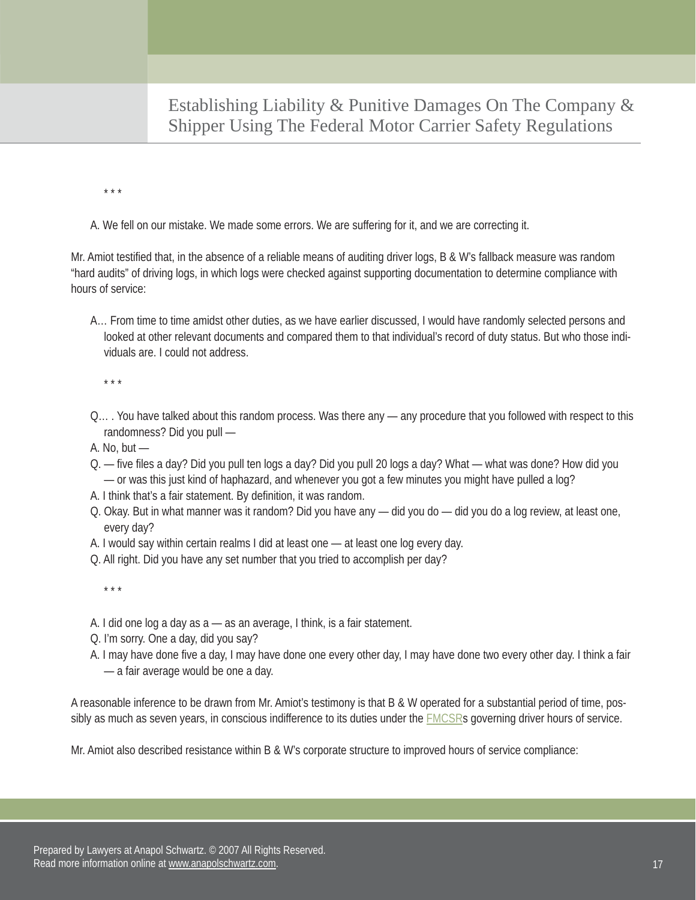\* \* \*

A. We fell on our mistake. We made some errors. We are suffering for it, and we are correcting it.

Mr. Amiot testified that, in the absence of a reliable means of auditing driver logs, B & W's fallback measure was random "hard audits" of driving logs, in which logs were checked against supporting documentation to determine compliance with hours of service:

A… From time to time amidst other duties, as we have earlier discussed, I would have randomly selected persons and looked at other relevant documents and compared them to that individual's record of duty status. But who those individuals are. I could not address.

\* \* \*

Q… . You have talked about this random process. Was there any — any procedure that you followed with respect to this randomness? Did you pull —

A. No, but —

Q. — five files a day? Did you pull ten logs a day? Did you pull 20 logs a day? What — what was done? How did you — or was this just kind of haphazard, and whenever you got a few minutes you might have pulled a log?

A. I think that's a fair statement. By definition, it was random.

Q. Okay. But in what manner was it random? Did you have any — did you do — did you do a log review, at least one, every day?

A. I would say within certain realms I did at least one — at least one log every day.

Q. All right. Did you have any set number that you tried to accomplish per day?

\* \* \*

A. I did one log a day as a — as an average, I think, is a fair statement.

Q. I'm sorry. One a day, did you say?

A. I may have done five a day, I may have done one every other day, I may have done two every other day. I think a fair — a fair average would be one a day.

A reasonable inference to be drawn from Mr. Amiot's testimony is that B & W operated for a substantial period of time, possibly as much as seven years, in conscious indifference to its duties under the FMCSRs governing driver hours of service.

Mr. Amiot also described resistance within B & W's corporate structure to improved hours of service compliance: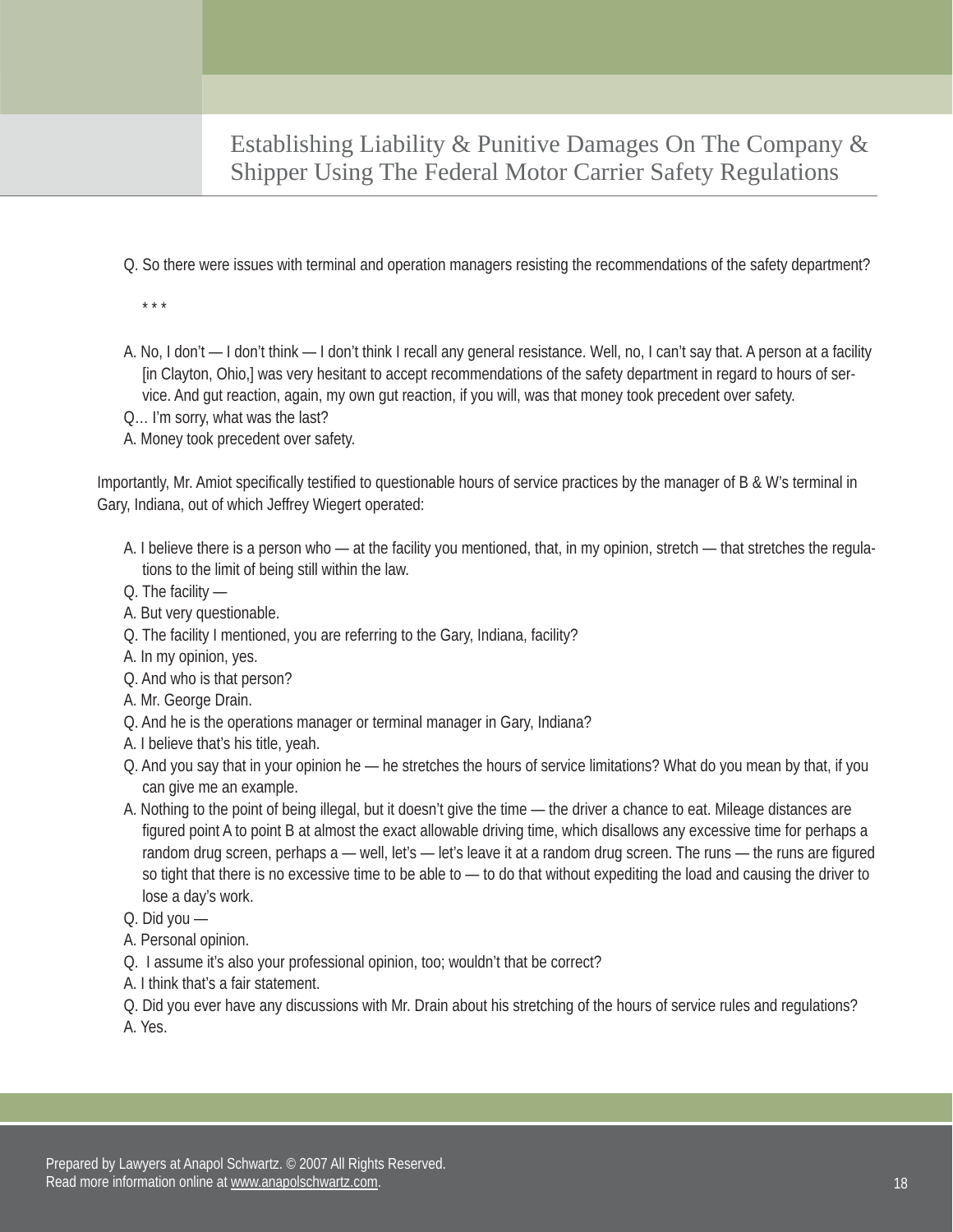Q. So there were issues with terminal and operation managers resisting the recommendations of the safety department?

* * *

A. No, I don't — I don't think — I don't think I recall any general resistance. Well, no, I can't say that. A person at a facility [in Clayton, Ohio,] was very hesitant to accept recommendations of the safety department in regard to hours of service. And gut reaction, again, my own gut reaction, if you will, was that money took precedent over safety.

Q… I'm sorry, what was the last?

A. Money took precedent over safety.

Importantly, Mr. Amiot specifically testified to questionable hours of service practices by the manager of B & W's terminal in Gary, Indiana, out of which Jeffrey Wiegert operated:

A. I believe there is a person who — at the facility you mentioned, that, in my opinion, stretch — that stretches the regulations to the limit of being still within the law.

Q. The facility —

A. But very questionable.

Q. The facility I mentioned, you are referring to the Gary, Indiana, facility?

A. In my opinion, yes.

Q. And who is that person?

A. Mr. George Drain.

Q. And he is the operations manager or terminal manager in Gary, Indiana?

A. I believe that's his title, yeah.

Q. And you say that in your opinion he — he stretches the hours of service limitations? What do you mean by that, if you can give me an example.

A. Nothing to the point of being illegal, but it doesn't give the time — the driver a chance to eat. Mileage distances are figured point A to point B at almost the exact allowable driving time, which disallows any excessive time for perhaps a random drug screen, perhaps a — well, let's — let's leave it at a random drug screen. The runs — the runs are figured so tight that there is no excessive time to be able to — to do that without expediting the load and causing the driver to lose a day's work.

Q. Did you —

A. Personal opinion.

Q. I assume it's also your professional opinion, too; wouldn't that be correct?

A. I think that's a fair statement.

Q. Did you ever have any discussions with Mr. Drain about his stretching of the hours of service rules and regulations?

A. Yes.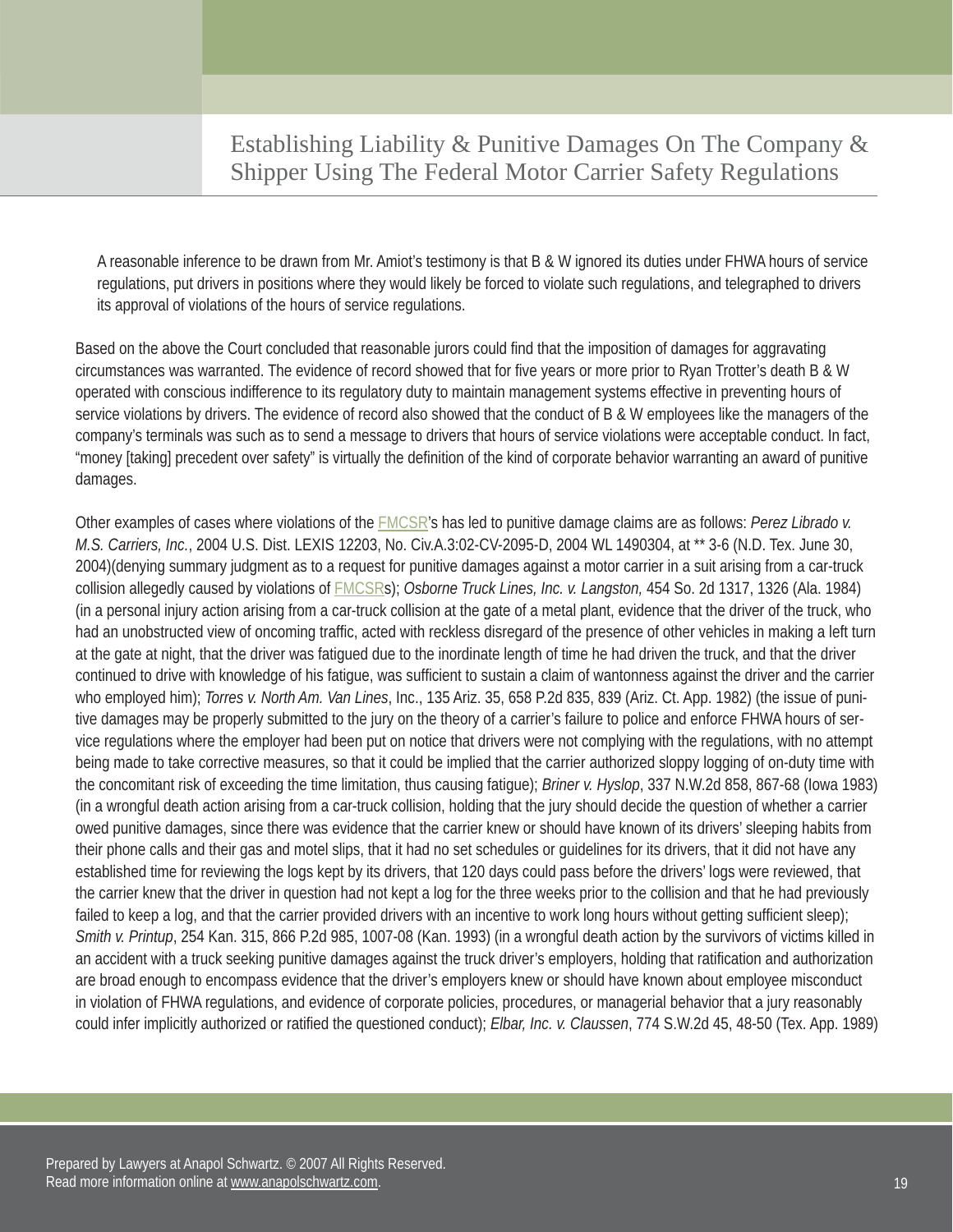A reasonable inference to be drawn from Mr. Amiot's testimony is that B & W ignored its duties under FHWA hours of service regulations, put drivers in positions where they would likely be forced to violate such regulations, and telegraphed to drivers its approval of violations of the hours of service regulations.

Based on the above the Court concluded that reasonable jurors could find that the imposition of damages for aggravating circumstances was warranted. The evidence of record showed that for five years or more prior to Ryan Trotter's death B & W operated with conscious indifference to its regulatory duty to maintain management systems effective in preventing hours of service violations by drivers. The evidence of record also showed that the conduct of B & W employees like the managers of the company's terminals was such as to send a message to drivers that hours of service violations were acceptable conduct. In fact, "money [taking] precedent over safety" is virtually the definition of the kind of corporate behavior warranting an award of punitive damages.

Other examples of cases where violations of the FMCSR's has led to punitive damage claims are as follows: *Perez Librado v. M.S. Carriers, Inc.*, 2004 U.S. Dist. LEXIS 12203, No. Civ.A.3:02-CV-2095-D, 2004 WL 1490304, at ** 3-6 (N.D. Tex. June 30, 2004)(denying summary judgment as to a request for punitive damages against a motor carrier in a suit arising from a car-truck collision allegedly caused by violations of FMCSRs); *Osborne Truck Lines, Inc. v. Langston,* 454 So. 2d 1317, 1326 (Ala. 1984) (in a personal injury action arising from a car-truck collision at the gate of a metal plant, evidence that the driver of the truck, who had an unobstructed view of oncoming traffic, acted with reckless disregard of the presence of other vehicles in making a left turn at the gate at night, that the driver was fatigued due to the inordinate length of time he had driven the truck, and that the driver continued to drive with knowledge of his fatigue, was sufficient to sustain a claim of wantonness against the driver and the carrier who employed him); *Torres v. North Am. Van Lines*, Inc., 135 Ariz. 35, 658 P.2d 835, 839 (Ariz. Ct. App. 1982) (the issue of punitive damages may be properly submitted to the jury on the theory of a carrier's failure to police and enforce FHWA hours of service regulations where the employer had been put on notice that drivers were not complying with the regulations, with no attempt being made to take corrective measures, so that it could be implied that the carrier authorized sloppy logging of on-duty time with the concomitant risk of exceeding the time limitation, thus causing fatigue); *Briner v. Hyslop*, 337 N.W.2d 858, 867-68 (Iowa 1983) (in a wrongful death action arising from a car-truck collision, holding that the jury should decide the question of whether a carrier owed punitive damages, since there was evidence that the carrier knew or should have known of its drivers' sleeping habits from their phone calls and their gas and motel slips, that it had no set schedules or guidelines for its drivers, that it did not have any established time for reviewing the logs kept by its drivers, that 120 days could pass before the drivers' logs were reviewed, that the carrier knew that the driver in question had not kept a log for the three weeks prior to the collision and that he had previously failed to keep a log, and that the carrier provided drivers with an incentive to work long hours without getting sufficient sleep); *Smith v. Printup*, 254 Kan. 315, 866 P.2d 985, 1007-08 (Kan. 1993) (in a wrongful death action by the survivors of victims killed in an accident with a truck seeking punitive damages against the truck driver's employers, holding that ratification and authorization are broad enough to encompass evidence that the driver's employers knew or should have known about employee misconduct in violation of FHWA regulations, and evidence of corporate policies, procedures, or managerial behavior that a jury reasonably could infer implicitly authorized or ratified the questioned conduct); *Elbar, Inc. v. Claussen*, 774 S.W.2d 45, 48-50 (Tex. App. 1989)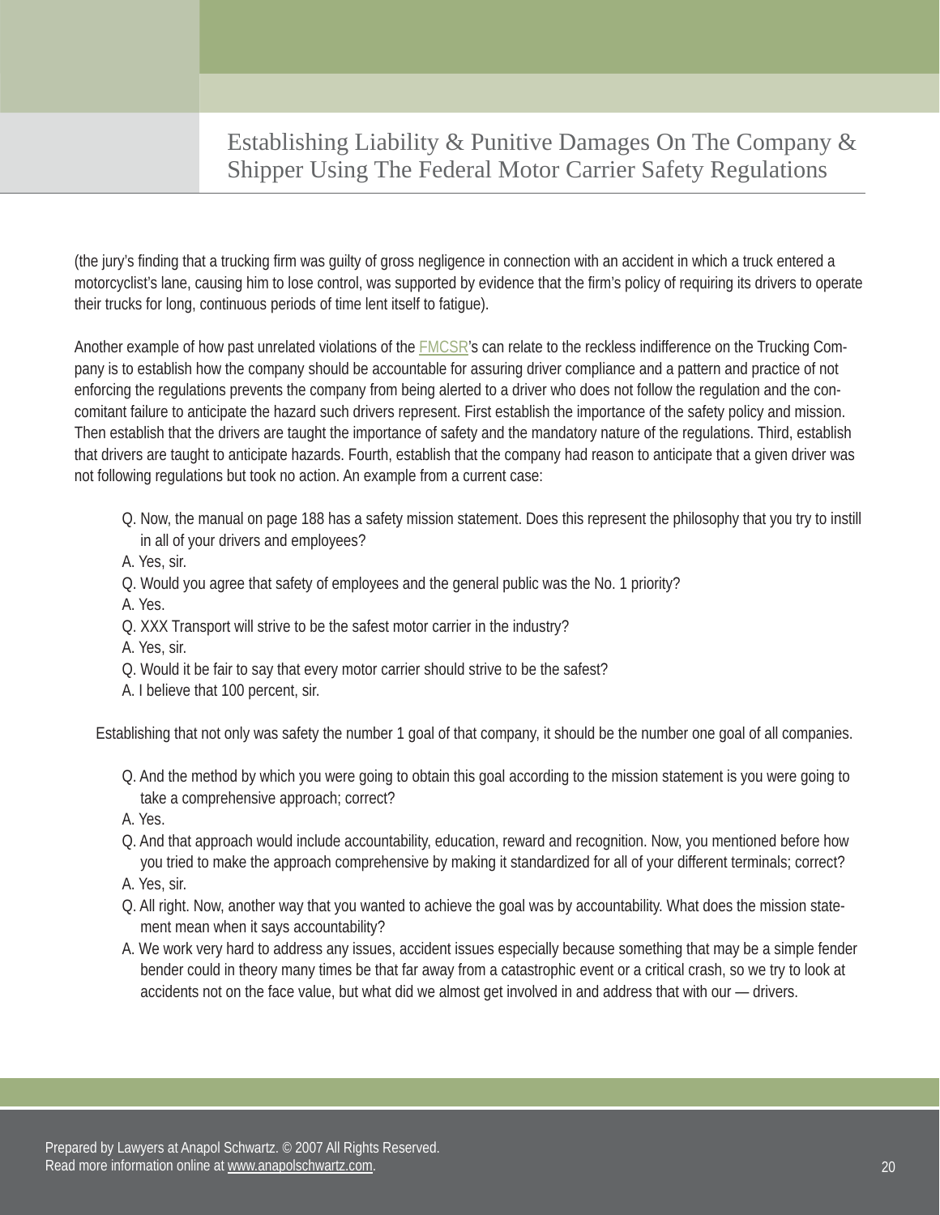(the jury's finding that a trucking firm was guilty of gross negligence in connection with an accident in which a truck entered a motorcyclist's lane, causing him to lose control, was supported by evidence that the firm's policy of requiring its drivers to operate their trucks for long, continuous periods of time lent itself to fatigue).

Another example of how past unrelated violations of the FMCSR's can relate to the reckless indifference on the Trucking Company is to establish how the company should be accountable for assuring driver compliance and a pattern and practice of not enforcing the regulations prevents the company from being alerted to a driver who does not follow the regulation and the concomitant failure to anticipate the hazard such drivers represent. First establish the importance of the safety policy and mission. Then establish that the drivers are taught the importance of safety and the mandatory nature of the regulations. Third, establish that drivers are taught to anticipate hazards. Fourth, establish that the company had reason to anticipate that a given driver was not following regulations but took no action. An example from a current case:

Q. Now, the manual on page 188 has a safety mission statement. Does this represent the philosophy that you try to instill in all of your drivers and employees?

A. Yes, sir.

Q. Would you agree that safety of employees and the general public was the No. 1 priority?

A. Yes.

Q. XXX Transport will strive to be the safest motor carrier in the industry?

A. Yes, sir.

Q. Would it be fair to say that every motor carrier should strive to be the safest?

A. I believe that 100 percent, sir.

Establishing that not only was safety the number 1 goal of that company, it should be the number one goal of all companies.

Q. And the method by which you were going to obtain this goal according to the mission statement is you were going to take a comprehensive approach; correct?

A. Yes.

Q. And that approach would include accountability, education, reward and recognition. Now, you mentioned before how you tried to make the approach comprehensive by making it standardized for all of your different terminals; correct?

A. Yes, sir.

Q. All right. Now, another way that you wanted to achieve the goal was by accountability. What does the mission statement mean when it says accountability?

A. We work very hard to address any issues, accident issues especially because something that may be a simple fender bender could in theory many times be that far away from a catastrophic event or a critical crash, so we try to look at accidents not on the face value, but what did we almost get involved in and address that with our — drivers.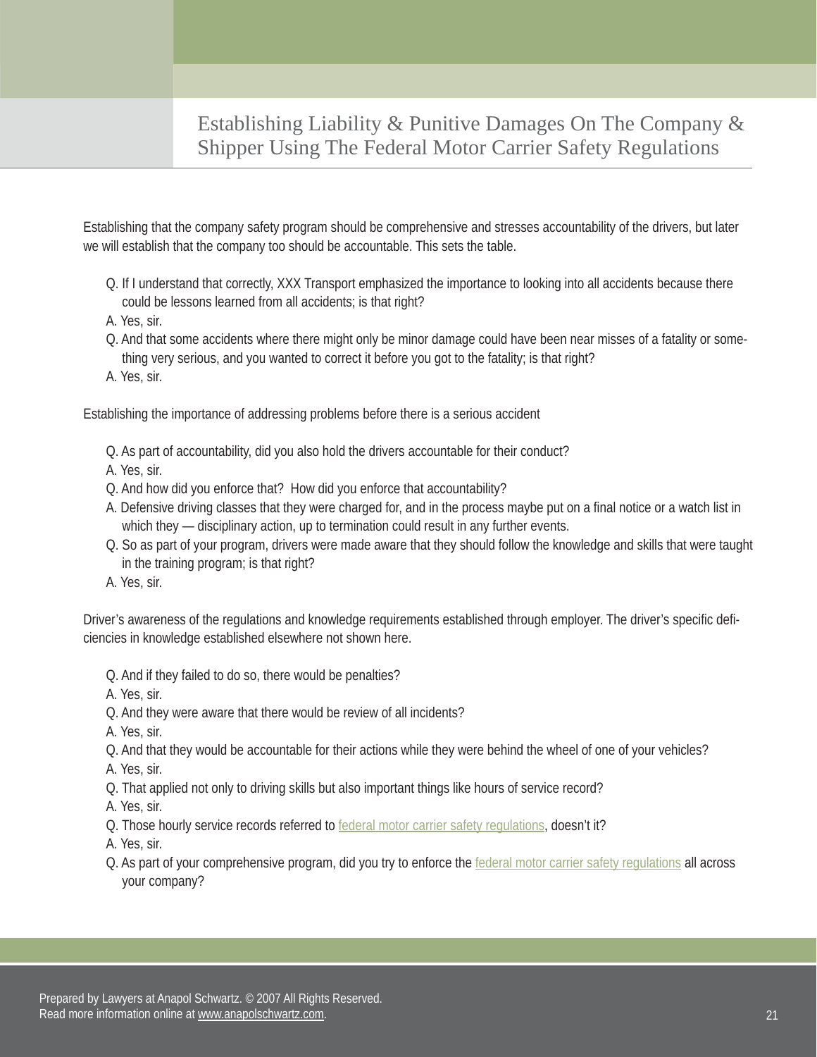Establishing that the company safety program should be comprehensive and stresses accountability of the drivers, but later we will establish that the company too should be accountable. This sets the table.

Q. If I understand that correctly, XXX Transport emphasized the importance to looking into all accidents because there could be lessons learned from all accidents; is that right?

A. Yes, sir.

Q. And that some accidents where there might only be minor damage could have been near misses of a fatality or something very serious, and you wanted to correct it before you got to the fatality; is that right?

A. Yes, sir.

Establishing the importance of addressing problems before there is a serious accident

Q. As part of accountability, did you also hold the drivers accountable for their conduct?

A. Yes, sir.

Q. And how did you enforce that? How did you enforce that accountability?

A. Defensive driving classes that they were charged for, and in the process maybe put on a final notice or a watch list in which they — disciplinary action, up to termination could result in any further events.

Q. So as part of your program, drivers were made aware that they should follow the knowledge and skills that were taught in the training program; is that right?

A. Yes, sir.

Driver's awareness of the regulations and knowledge requirements established through employer. The driver's specific deficiencies in knowledge established elsewhere not shown here.

Q. And if they failed to do so, there would be penalties?

A. Yes, sir.

Q. And they were aware that there would be review of all incidents?

A. Yes, sir.

Q. And that they would be accountable for their actions while they were behind the wheel of one of your vehicles?

A. Yes, sir.

Q. That applied not only to driving skills but also important things like hours of service record?

A. Yes, sir.

Q. Those hourly service records referred to federal motor carrier safety regulations, doesn't it?

A. Yes, sir.

Q. As part of your comprehensive program, did you try to enforce the federal motor carrier safety regulations all across your company?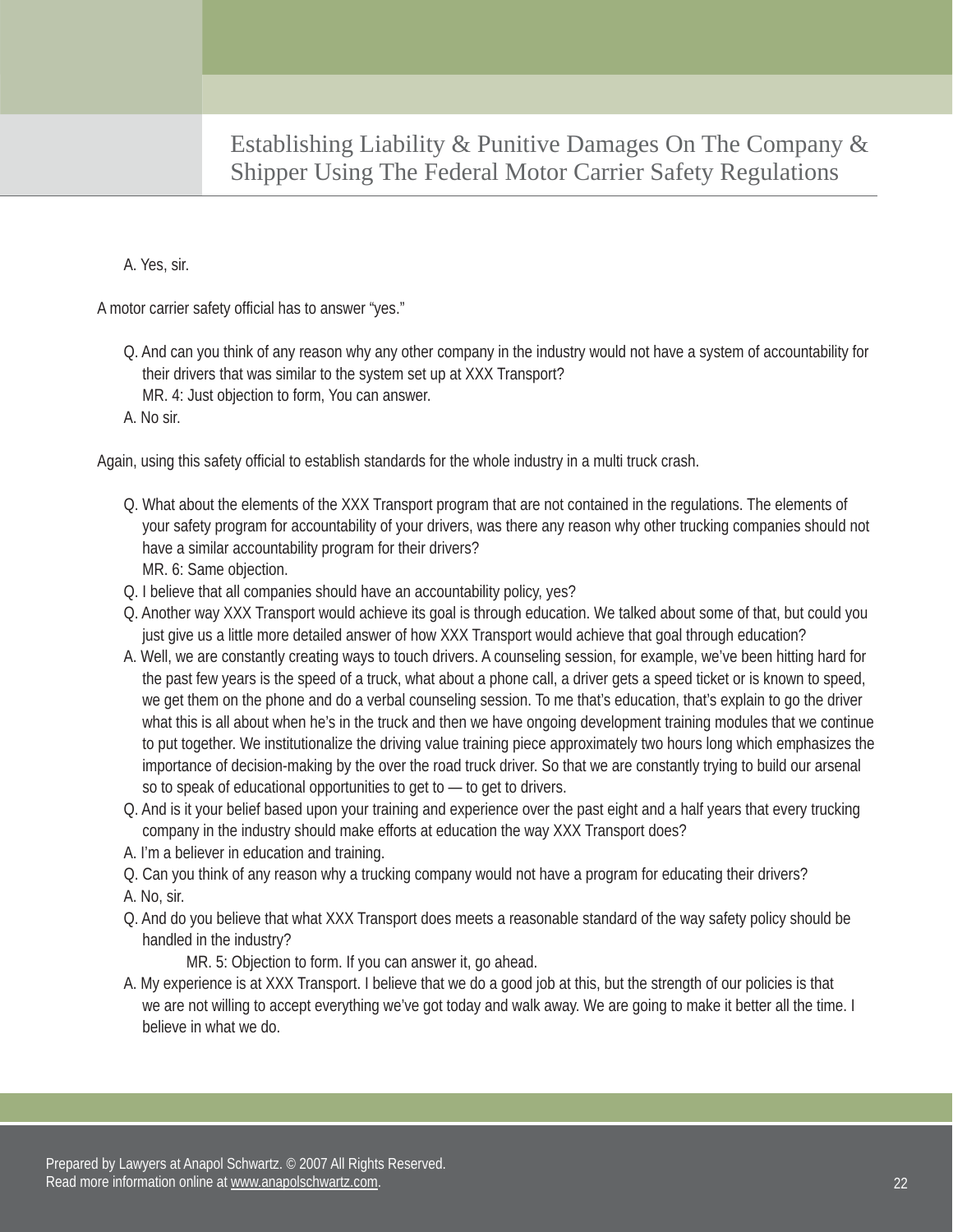A. Yes, sir.

A motor carrier safety official has to answer “yes.”

Q. And can you think of any reason why any other company in the industry would not have a system of accountability for their drivers that was similar to the system set up at XXX Transport?
MR. 4: Just objection to form, You can answer.
A. No sir.

Again, using this safety official to establish standards for the whole industry in a multi truck crash.

Q. What about the elements of the XXX Transport program that are not contained in the regulations. The elements of your safety program for accountability of your drivers, was there any reason why other trucking companies should not have a similar accountability program for their drivers?
MR. 6: Same objection.
Q. I believe that all companies should have an accountability policy, yes?
Q. Another way XXX Transport would achieve its goal is through education. We talked about some of that, but could you just give us a little more detailed answer of how XXX Transport would achieve that goal through education?
A. Well, we are constantly creating ways to touch drivers. A counseling session, for example, we’ve been hitting hard for the past few years is the speed of a truck, what about a phone call, a driver gets a speed ticket or is known to speed, we get them on the phone and do a verbal counseling session. To me that’s education, that’s explain to go the driver what this is all about when he’s in the truck and then we have ongoing development training modules that we continue to put together. We institutionalize the driving value training piece approximately two hours long which emphasizes the importance of decision-making by the over the road truck driver. So that we are constantly trying to build our arsenal so to speak of educational opportunities to get to — to get to drivers.
Q. And is it your belief based upon your training and experience over the past eight and a half years that every trucking company in the industry should make efforts at education the way XXX Transport does?
A. I’m a believer in education and training.
Q. Can you think of any reason why a trucking company would not have a program for educating their drivers?
A. No, sir.
Q. And do you believe that what XXX Transport does meets a reasonable standard of the way safety policy should be handled in the industry?
MR. 5: Objection to form. If you can answer it, go ahead.
A. My experience is at XXX Transport. I believe that we do a good job at this, but the strength of our policies is that we are not willing to accept everything we’ve got today and walk away. We are going to make it better all the time. I believe in what we do.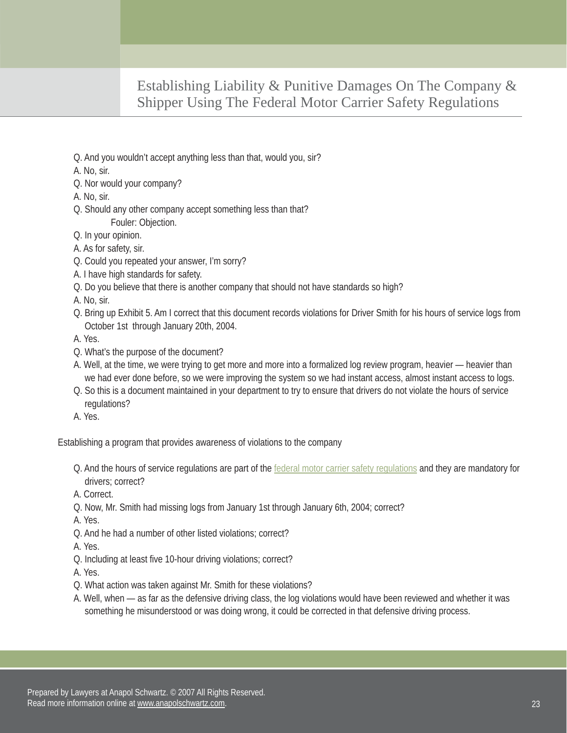Q. And you wouldn't accept anything less than that, would you, sir?

A. No, sir.

Q. Nor would your company?

A. No, sir.

Q. Should any other company accept something less than that?

Fouler: Objection.

Q. In your opinion.

A. As for safety, sir.

Q. Could you repeated your answer, I'm sorry?

A. I have high standards for safety.

Q. Do you believe that there is another company that should not have standards so high?

A. No, sir.

Q. Bring up Exhibit 5. Am I correct that this document records violations for Driver Smith for his hours of service logs from October 1st through January 20th, 2004.

A. Yes.

Q. What's the purpose of the document?

A. Well, at the time, we were trying to get more and more into a formalized log review program, heavier — heavier than we had ever done before, so we were improving the system so we had instant access, almost instant access to logs.

Q. So this is a document maintained in your department to try to ensure that drivers do not violate the hours of service regulations?

A. Yes.

Establishing a program that provides awareness of violations to the company

Q. And the hours of service regulations are part of the federal motor carrier safety regulations and they are mandatory for drivers; correct?

A. Correct.

Q. Now, Mr. Smith had missing logs from January 1st through January 6th, 2004; correct?

A. Yes.

Q. And he had a number of other listed violations; correct?

A. Yes.

Q. Including at least five 10-hour driving violations; correct?

A. Yes.

Q. What action was taken against Mr. Smith for these violations?

A. Well, when — as far as the defensive driving class, the log violations would have been reviewed and whether it was something he misunderstood or was doing wrong, it could be corrected in that defensive driving process.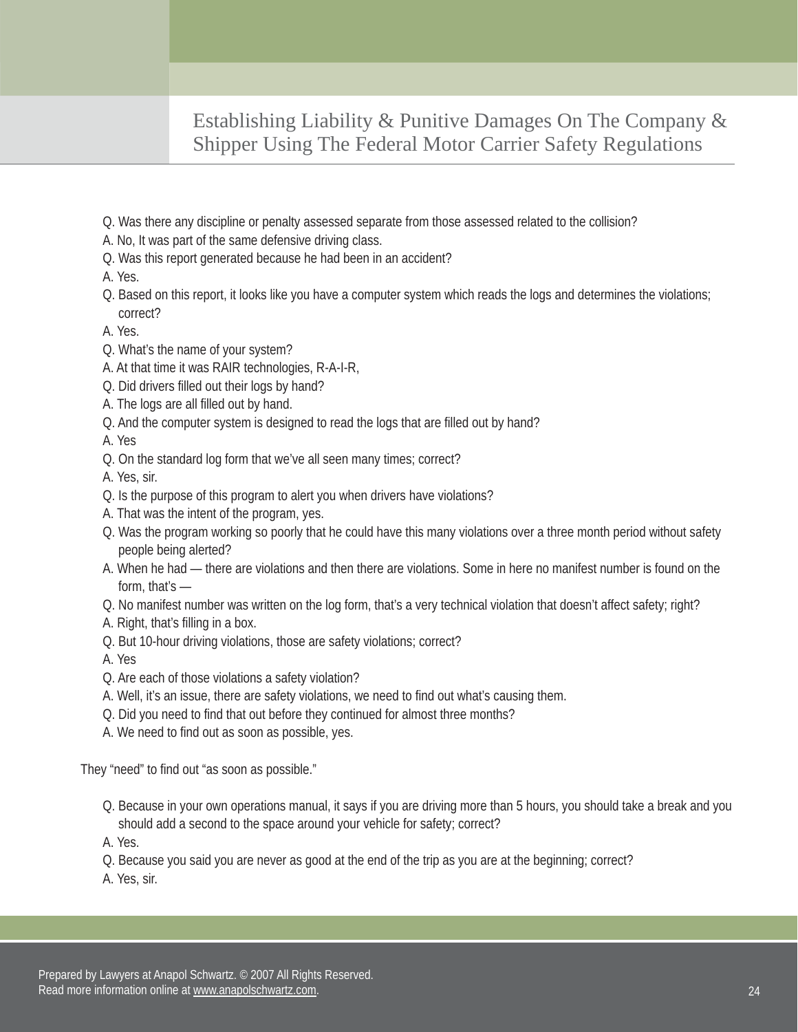Q. Was there any discipline or penalty assessed separate from those assessed related to the collision?

A. No, It was part of the same defensive driving class.

Q. Was this report generated because he had been in an accident?

A. Yes.

Q. Based on this report, it looks like you have a computer system which reads the logs and determines the violations; correct?

A. Yes.

Q. What's the name of your system?

A. At that time it was RAIR technologies, R-A-I-R,

Q. Did drivers filled out their logs by hand?

A. The logs are all filled out by hand.

Q. And the computer system is designed to read the logs that are filled out by hand?

A. Yes

Q. On the standard log form that we've all seen many times; correct?

A. Yes, sir.

Q. Is the purpose of this program to alert you when drivers have violations?

A. That was the intent of the program, yes.

Q. Was the program working so poorly that he could have this many violations over a three month period without safety people being alerted?

A. When he had — there are violations and then there are violations. Some in here no manifest number is found on the form, that's —

Q. No manifest number was written on the log form, that's a very technical violation that doesn't affect safety; right?

A. Right, that's filling in a box.

Q. But 10-hour driving violations, those are safety violations; correct?

A. Yes

Q. Are each of those violations a safety violation?

A. Well, it's an issue, there are safety violations, we need to find out what's causing them.

Q. Did you need to find that out before they continued for almost three months?

A. We need to find out as soon as possible, yes.

They "need" to find out "as soon as possible."

Q. Because in your own operations manual, it says if you are driving more than 5 hours, you should take a break and you should add a second to the space around your vehicle for safety; correct?

A. Yes.

Q. Because you said you are never as good at the end of the trip as you are at the beginning; correct?

A. Yes, sir.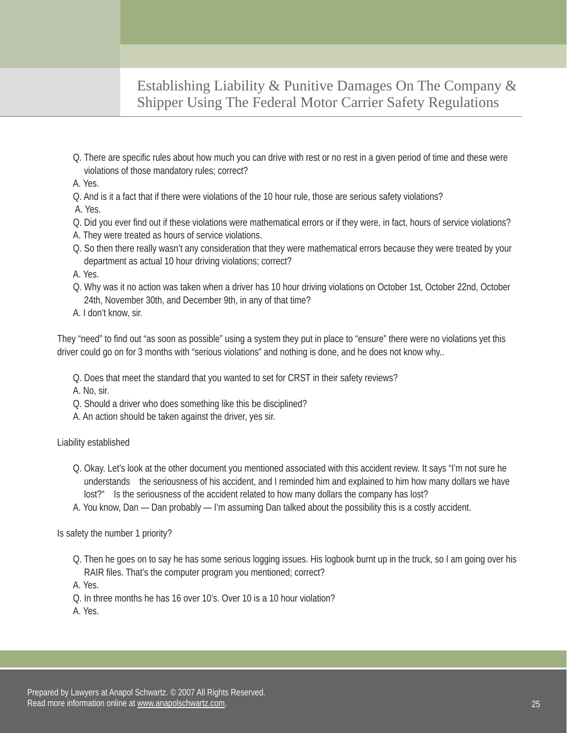Q. There are specific rules about how much you can drive with rest or no rest in a given period of time and these were violations of those mandatory rules; correct?

A. Yes.

Q. And is it a fact that if there were violations of the 10 hour rule, those are serious safety violations?

A. Yes.

Q. Did you ever find out if these violations were mathematical errors or if they were, in fact, hours of service violations?

A. They were treated as hours of service violations.

Q. So then there really wasn't any consideration that they were mathematical errors because they were treated by your department as actual 10 hour driving violations; correct?

A. Yes.

Q. Why was it no action was taken when a driver has 10 hour driving violations on October 1st, October 22nd, October 24th, November 30th, and December 9th, in any of that time?

A. I don't know, sir.

They "need" to find out "as soon as possible" using a system they put in place to "ensure" there were no violations yet this driver could go on for 3 months with "serious violations" and nothing is done, and he does not know why..

Q. Does that meet the standard that you wanted to set for CRST in their safety reviews?

A. No, sir.

Q. Should a driver who does something like this be disciplined?

A. An action should be taken against the driver, yes sir.

Liability established

Q. Okay. Let's look at the other document you mentioned associated with this accident review. It says "I'm not sure he understands the seriousness of his accident, and I reminded him and explained to him how many dollars we have lost?" Is the seriousness of the accident related to how many dollars the company has lost?

A. You know, Dan — Dan probably — I'm assuming Dan talked about the possibility this is a costly accident.

Is safety the number 1 priority?

Q. Then he goes on to say he has some serious logging issues. His logbook burnt up in the truck, so I am going over his RAIR files. That's the computer program you mentioned; correct?

A. Yes.

Q. In three months he has 16 over 10's. Over 10 is a 10 hour violation?

A. Yes.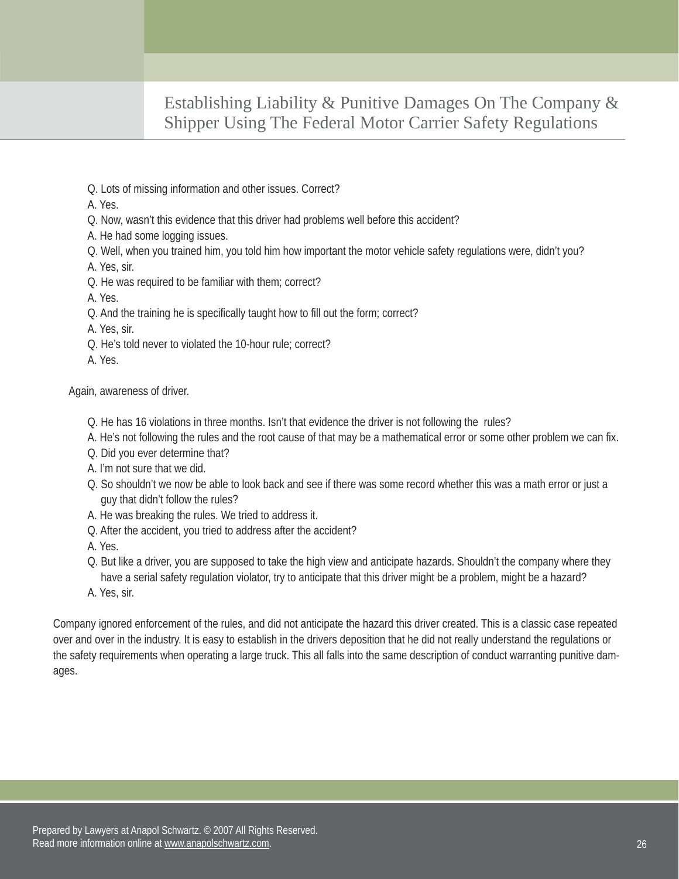Q. Lots of missing information and other issues. Correct?

A. Yes.

Q. Now, wasn't this evidence that this driver had problems well before this accident?

A. He had some logging issues.

Q. Well, when you trained him, you told him how important the motor vehicle safety regulations were, didn't you?

A. Yes, sir.

Q. He was required to be familiar with them; correct?

A. Yes.

Q. And the training he is specifically taught how to fill out the form; correct?

A. Yes, sir.

Q. He's told never to violated the 10-hour rule; correct?

A. Yes.

Again, awareness of driver.

Q. He has 16 violations in three months. Isn't that evidence the driver is not following the rules?

A. He's not following the rules and the root cause of that may be a mathematical error or some other problem we can fix.

Q. Did you ever determine that?

A. I'm not sure that we did.

Q. So shouldn't we now be able to look back and see if there was some record whether this was a math error or just a guy that didn't follow the rules?

A. He was breaking the rules. We tried to address it.

Q. After the accident, you tried to address after the accident?

A. Yes.

Q. But like a driver, you are supposed to take the high view and anticipate hazards. Shouldn't the company where they have a serial safety regulation violator, try to anticipate that this driver might be a problem, might be a hazard?

A. Yes, sir.

Company ignored enforcement of the rules, and did not anticipate the hazard this driver created. This is a classic case repeated over and over in the industry. It is easy to establish in the drivers deposition that he did not really understand the regulations or the safety requirements when operating a large truck. This all falls into the same description of conduct warranting punitive damages.